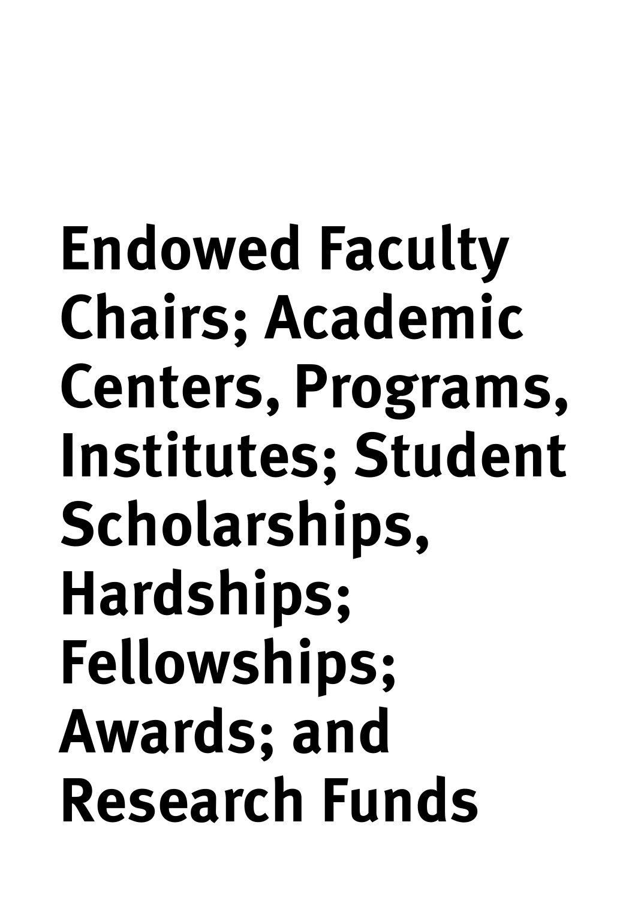# Endowed Faculty Chairs; Academic Centers, Programs, Institutes; Student Scholarships, Hardships; Fellowships; Awards; and Research Funds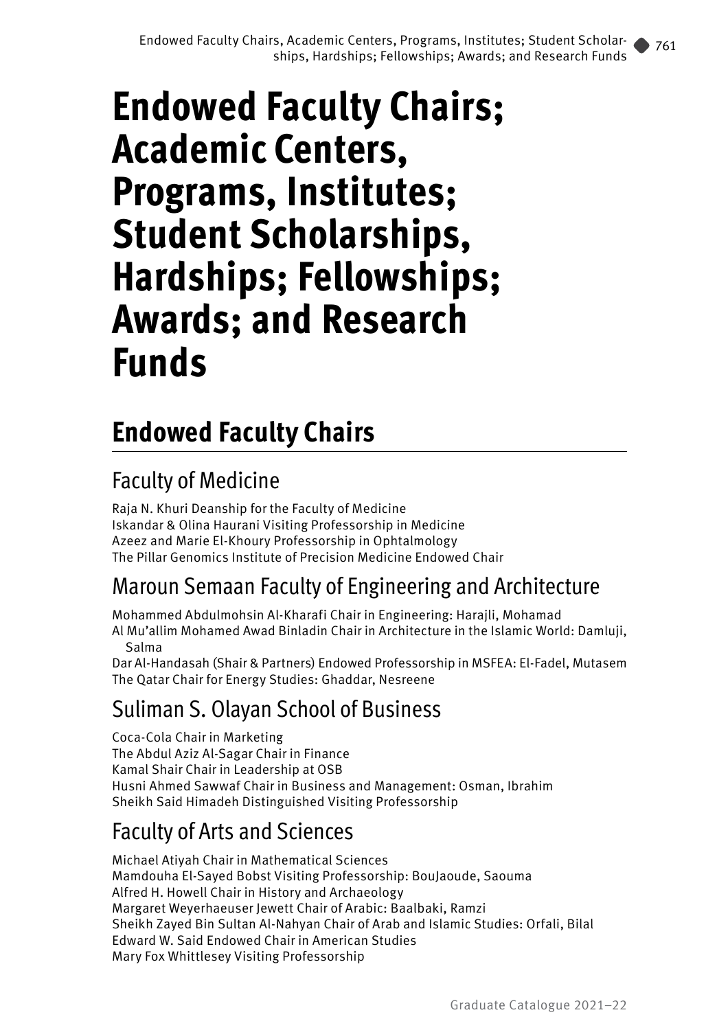# Endowed Faculty Chairs; Academic Centers, Programs, Institutes; Student Scholarships, Hardships; Fellowships; Awards; and Research Funds

## Endowed Faculty Chairs

### Faculty of Medicine

Raja N. Khuri Deanship for the Faculty of Medicine
Iskandar & Olina Haurani Visiting Professorship in Medicine
Azeez and Marie El-Khoury Professorship in Ophtalmology
The Pillar Genomics Institute of Precision Medicine Endowed Chair

### Maroun Semaan Faculty of Engineering and Architecture

Mohammed Abdulmohsin Al-Kharafi Chair in Engineering: Harajli, Mohamad
Al Mu'allim Mohamed Awad Binladin Chair in Architecture in the Islamic World: Damluji, Salma
Dar Al-Handasah (Shair & Partners) Endowed Professorship in MSFEA: El-Fadel, Mutasem
The Qatar Chair for Energy Studies: Ghaddar, Nesreene

### Suliman S. Olayan School of Business

Coca-Cola Chair in Marketing
The Abdul Aziz Al-Sagar Chair in Finance
Kamal Shair Chair in Leadership at OSB
Husni Ahmed Sawwaf Chair in Business and Management: Osman, Ibrahim
Sheikh Said Himadeh Distinguished Visiting Professorship

### Faculty of Arts and Sciences

Michael Atiyah Chair in Mathematical Sciences
Mamdouha El-Sayed Bobst Visiting Professorship: BouJaoude, Saouma
Alfred H. Howell Chair in History and Archaeology
Margaret Weyerhaeuser Jewett Chair of Arabic: Baalbaki, Ramzi
Sheikh Zayed Bin Sultan Al-Nahyan Chair of Arab and Islamic Studies: Orfali, Bilal
Edward W. Said Endowed Chair in American Studies
Mary Fox Whittlesey Visiting Professorship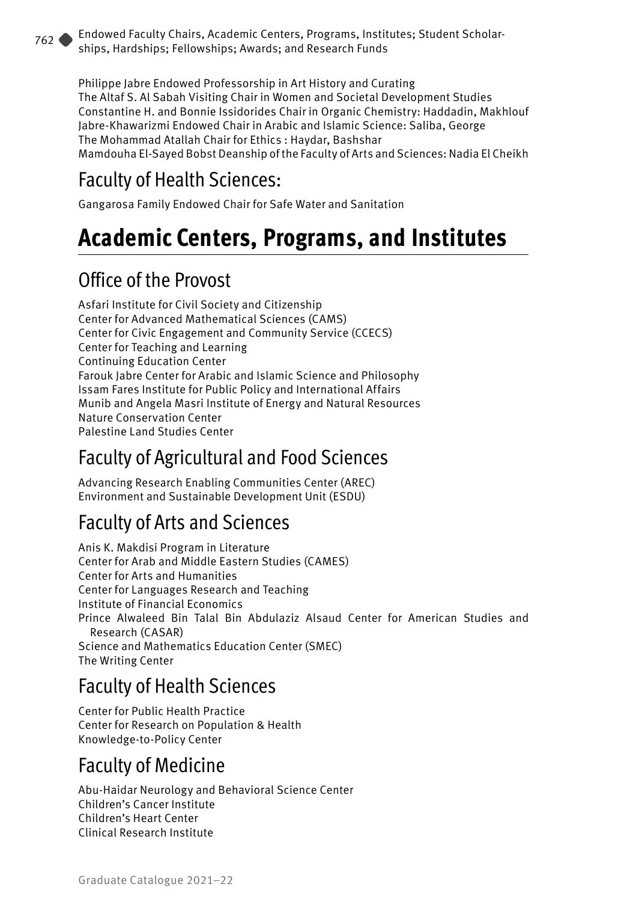Philippe Jabre Endowed Professorship in Art History and Curating
The Altaf S. Al Sabah Visiting Chair in Women and Societal Development Studies
Constantine H. and Bonnie Issidorides Chair in Organic Chemistry: Haddadin, Makhlouf
Jabre-Khawarizmi Endowed Chair in Arabic and Islamic Science: Saliba, George
The Mohammad Atallah Chair for Ethics : Haydar, Bashshar
Mamdouha El-Sayed Bobst Deanship of the Faculty of Arts and Sciences: Nadia El Cheikh

## Faculty of Health Sciences:

Gangarosa Family Endowed Chair for Safe Water and Sanitation

# Academic Centers, Programs, and Institutes

## Office of the Provost

Asfari Institute for Civil Society and Citizenship
Center for Advanced Mathematical Sciences (CAMS)
Center for Civic Engagement and Community Service (CCECS)
Center for Teaching and Learning
Continuing Education Center
Farouk Jabre Center for Arabic and Islamic Science and Philosophy
Issam Fares Institute for Public Policy and International Affairs
Munib and Angela Masri Institute of Energy and Natural Resources
Nature Conservation Center
Palestine Land Studies Center

## Faculty of Agricultural and Food Sciences

Advancing Research Enabling Communities Center (AREC)
Environment and Sustainable Development Unit (ESDU)

## Faculty of Arts and Sciences

Anis K. Makdisi Program in Literature
Center for Arab and Middle Eastern Studies (CAMES)
Center for Arts and Humanities
Center for Languages Research and Teaching
Institute of Financial Economics
Prince Alwaleed Bin Talal Bin Abdulaziz Alsaud Center for American Studies and Research (CASAR)
Science and Mathematics Education Center (SMEC)
The Writing Center

## Faculty of Health Sciences

Center for Public Health Practice
Center for Research on Population & Health
Knowledge-to-Policy Center

## Faculty of Medicine

Abu-Haidar Neurology and Behavioral Science Center
Children's Cancer Institute
Children's Heart Center
Clinical Research Institute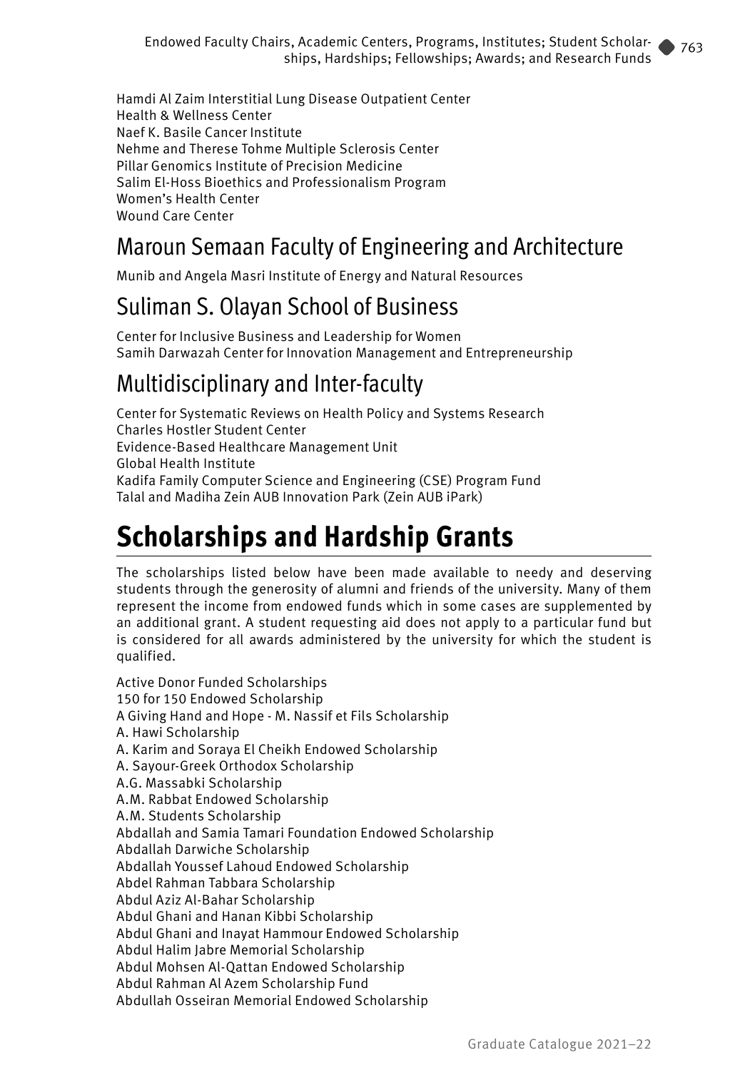Hamdi Al Zaim Interstitial Lung Disease Outpatient Center
Health & Wellness Center
Naef K. Basile Cancer Institute
Nehme and Therese Tohme Multiple Sclerosis Center
Pillar Genomics Institute of Precision Medicine
Salim El-Hoss Bioethics and Professionalism Program
Women's Health Center
Wound Care Center

## Maroun Semaan Faculty of Engineering and Architecture

Munib and Angela Masri Institute of Energy and Natural Resources

## Suliman S. Olayan School of Business

Center for Inclusive Business and Leadership for Women
Samih Darwazah Center for Innovation Management and Entrepreneurship

## Multidisciplinary and Inter-faculty

Center for Systematic Reviews on Health Policy and Systems Research
Charles Hostler Student Center
Evidence-Based Healthcare Management Unit
Global Health Institute
Kadifa Family Computer Science and Engineering (CSE) Program Fund
Talal and Madiha Zein AUB Innovation Park (Zein AUB iPark)

# Scholarships and Hardship Grants

The scholarships listed below have been made available to needy and deserving students through the generosity of alumni and friends of the university. Many of them represent the income from endowed funds which in some cases are supplemented by an additional grant. A student requesting aid does not apply to a particular fund but is considered for all awards administered by the university for which the student is qualified.

Active Donor Funded Scholarships
150 for 150 Endowed Scholarship
A Giving Hand and Hope - M. Nassif et Fils Scholarship
A. Hawi Scholarship
A. Karim and Soraya El Cheikh Endowed Scholarship
A. Sayour-Greek Orthodox Scholarship
A.G. Massabki Scholarship
A.M. Rabbat Endowed Scholarship
A.M. Students Scholarship
Abdallah and Samia Tamari Foundation Endowed Scholarship
Abdallah Darwiche Scholarship
Abdallah Youssef Lahoud Endowed Scholarship
Abdel Rahman Tabbara Scholarship
Abdul Aziz Al-Bahar Scholarship
Abdul Ghani and Hanan Kibbi Scholarship
Abdul Ghani and Inayat Hammour Endowed Scholarship
Abdul Halim Jabre Memorial Scholarship
Abdul Mohsen Al-Qattan Endowed Scholarship
Abdul Rahman Al Azem Scholarship Fund
Abdullah Osseiran Memorial Endowed Scholarship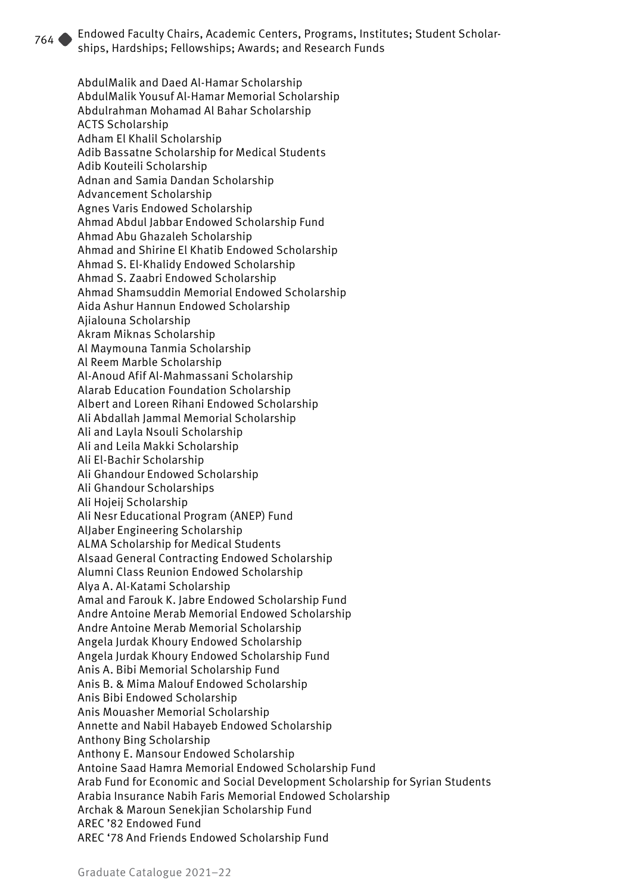AbdulMalik and Daed Al-Hamar Scholarship
AbdulMalik Yousuf Al-Hamar Memorial Scholarship
Abdulrahman Mohamad Al Bahar Scholarship
ACTS Scholarship
Adham El Khalil Scholarship
Adib Bassatne Scholarship for Medical Students
Adib Kouteili Scholarship
Adnan and Samia Dandan Scholarship
Advancement Scholarship
Agnes Varis Endowed Scholarship
Ahmad Abdul Jabbar Endowed Scholarship Fund
Ahmad Abu Ghazaleh Scholarship
Ahmad and Shirine El Khatib Endowed Scholarship
Ahmad S. El-Khalidy Endowed Scholarship
Ahmad S. Zaabri Endowed Scholarship
Ahmad Shamsuddin Memorial Endowed Scholarship
Aida Ashur Hannun Endowed Scholarship
Ajialouna Scholarship
Akram Miknas Scholarship
Al Maymouna Tanmia Scholarship
Al Reem Marble Scholarship
Al-Anoud Afif Al-Mahmassani Scholarship
Alarab Education Foundation Scholarship
Albert and Loreen Rihani Endowed Scholarship
Ali Abdallah Jammal Memorial Scholarship
Ali and Layla Nsouli Scholarship
Ali and Leila Makki Scholarship
Ali El-Bachir Scholarship
Ali Ghandour Endowed Scholarship
Ali Ghandour Scholarships
Ali Hojeij Scholarship
Ali Nesr Educational Program (ANEP) Fund
AlJaber Engineering Scholarship
ALMA Scholarship for Medical Students
Alsaad General Contracting Endowed Scholarship
Alumni Class Reunion Endowed Scholarship
Alya A. Al-Katami Scholarship
Amal and Farouk K. Jabre Endowed Scholarship Fund
Andre Antoine Merab Memorial Endowed Scholarship
Andre Antoine Merab Memorial Scholarship
Angela Jurdak Khoury Endowed Scholarship
Angela Jurdak Khoury Endowed Scholarship Fund
Anis A. Bibi Memorial Scholarship Fund
Anis B. & Mima Malouf Endowed Scholarship
Anis Bibi Endowed Scholarship
Anis Mouasher Memorial Scholarship
Annette and Nabil Habayeb Endowed Scholarship
Anthony Bing Scholarship
Anthony E. Mansour Endowed Scholarship
Antoine Saad Hamra Memorial Endowed Scholarship Fund
Arab Fund for Economic and Social Development Scholarship for Syrian Students
Arabia Insurance Nabih Faris Memorial Endowed Scholarship
Archak & Maroun Senekjian Scholarship Fund
AREC '82 Endowed Fund
AREC '78 And Friends Endowed Scholarship Fund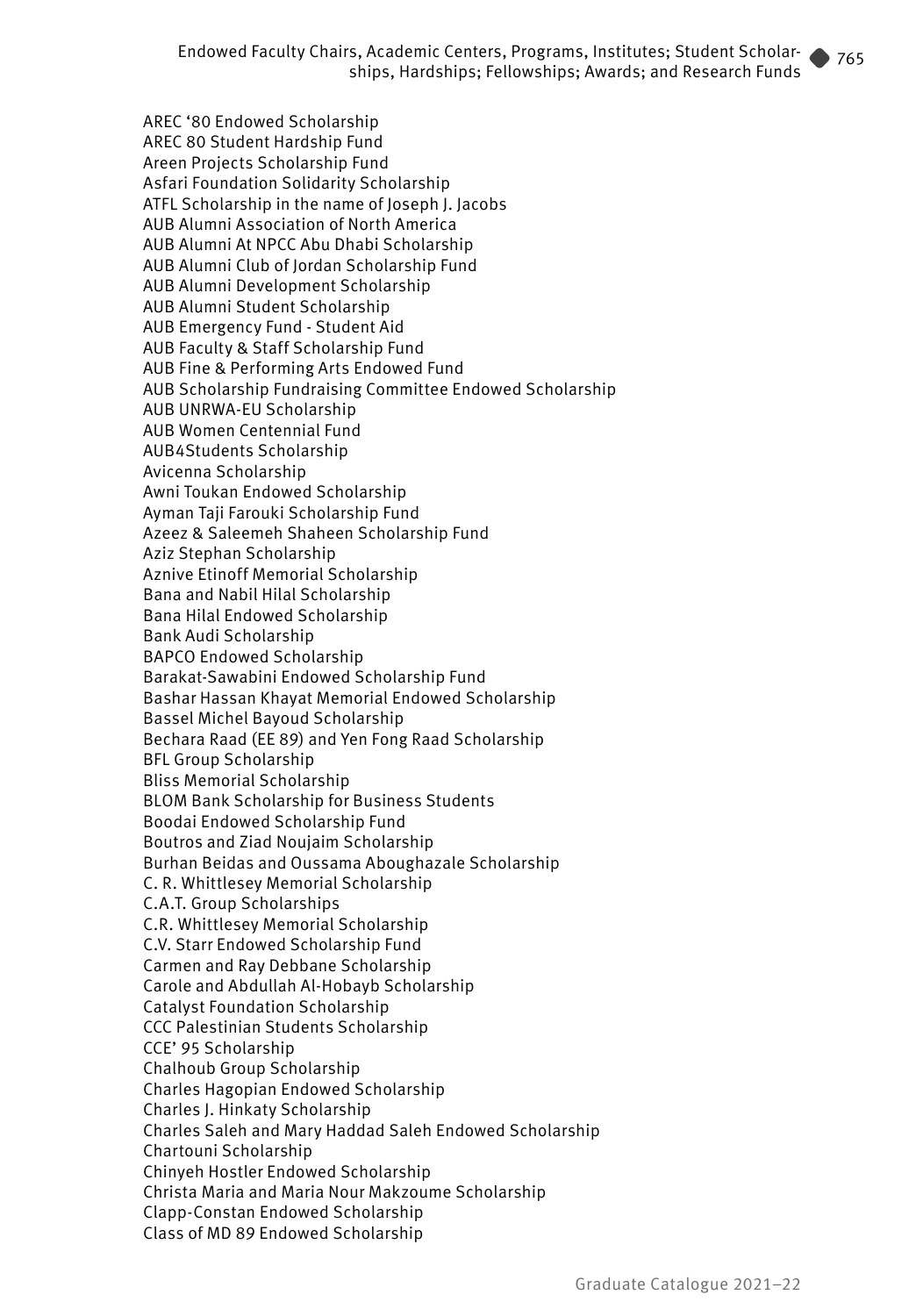AREC ‘80 Endowed Scholarship
AREC 80 Student Hardship Fund
Areen Projects Scholarship Fund
Asfari Foundation Solidarity Scholarship
ATFL Scholarship in the name of Joseph J. Jacobs
AUB Alumni Association of North America
AUB Alumni At NPCC Abu Dhabi Scholarship
AUB Alumni Club of Jordan Scholarship Fund
AUB Alumni Development Scholarship
AUB Alumni Student Scholarship
AUB Emergency Fund - Student Aid
AUB Faculty & Staff Scholarship Fund
AUB Fine & Performing Arts Endowed Fund
AUB Scholarship Fundraising Committee Endowed Scholarship
AUB UNRWA-EU Scholarship
AUB Women Centennial Fund
AUB4Students Scholarship
Avicenna Scholarship
Awni Toukan Endowed Scholarship
Ayman Taji Farouki Scholarship Fund
Azeez & Saleemeh Shaheen Scholarship Fund
Aziz Stephan Scholarship
Aznive Etinoff Memorial Scholarship
Bana and Nabil Hilal Scholarship
Bana Hilal Endowed Scholarship
Bank Audi Scholarship
BAPCO Endowed Scholarship
Barakat-Sawabini Endowed Scholarship Fund
Bashar Hassan Khayat Memorial Endowed Scholarship
Bassel Michel Bayoud Scholarship
Bechara Raad (EE 89) and Yen Fong Raad Scholarship
BFL Group Scholarship
Bliss Memorial Scholarship
BLOM Bank Scholarship for Business Students
Boodai Endowed Scholarship Fund
Boutros and Ziad Noujaim Scholarship
Burhan Beidas and Oussama Aboughazale Scholarship
C. R. Whittlesey Memorial Scholarship
C.A.T. Group Scholarships
C.R. Whittlesey Memorial Scholarship
C.V. Starr Endowed Scholarship Fund
Carmen and Ray Debbane Scholarship
Carole and Abdullah Al-Hobayb Scholarship
Catalyst Foundation Scholarship
CCC Palestinian Students Scholarship
CCE’ 95 Scholarship
Chalhoub Group Scholarship
Charles Hagopian Endowed Scholarship
Charles J. Hinkaty Scholarship
Charles Saleh and Mary Haddad Saleh Endowed Scholarship
Chartouni Scholarship
Chinyeh Hostler Endowed Scholarship
Christa Maria and Maria Nour Makzoume Scholarship
Clapp-Constan Endowed Scholarship
Class of MD 89 Endowed Scholarship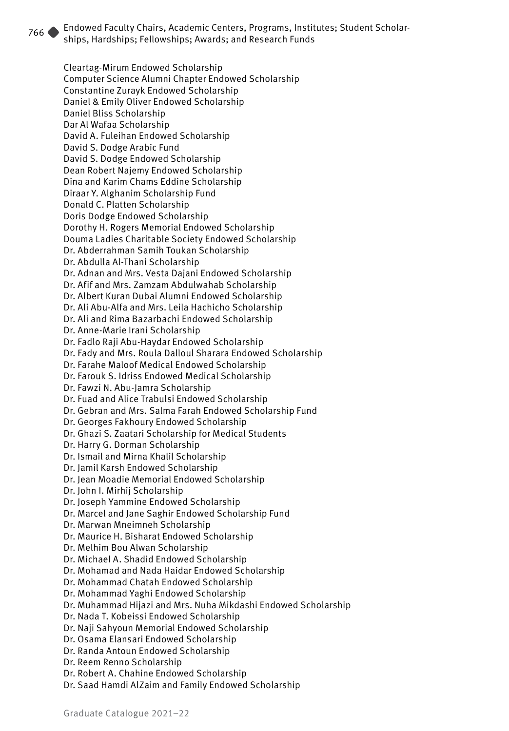Cleartag-Mirum Endowed Scholarship
Computer Science Alumni Chapter Endowed Scholarship
Constantine Zurayk Endowed Scholarship
Daniel & Emily Oliver Endowed Scholarship
Daniel Bliss Scholarship
Dar Al Wafaa Scholarship
David A. Fuleihan Endowed Scholarship
David S. Dodge Arabic Fund
David S. Dodge Endowed Scholarship
Dean Robert Najemy Endowed Scholarship
Dina and Karim Chams Eddine Scholarship
Diraar Y. Alghanim Scholarship Fund
Donald C. Platten Scholarship
Doris Dodge Endowed Scholarship
Dorothy H. Rogers Memorial Endowed Scholarship
Douma Ladies Charitable Society Endowed Scholarship
Dr. Abderrahman Samih Toukan Scholarship
Dr. Abdulla Al-Thani Scholarship
Dr. Adnan and Mrs. Vesta Dajani Endowed Scholarship
Dr. Afif and Mrs. Zamzam Abdulwahab Scholarship
Dr. Albert Kuran Dubai Alumni Endowed Scholarship
Dr. Ali Abu-Alfa and Mrs. Leila Hachicho Scholarship
Dr. Ali and Rima Bazarbachi Endowed Scholarship
Dr. Anne-Marie Irani Scholarship
Dr. Fadlo Raji Abu-Haydar Endowed Scholarship
Dr. Fady and Mrs. Roula Dalloul Sharara Endowed Scholarship
Dr. Farahe Maloof Medical Endowed Scholarship
Dr. Farouk S. Idriss Endowed Medical Scholarship
Dr. Fawzi N. Abu-Jamra Scholarship
Dr. Fuad and Alice Trabulsi Endowed Scholarship
Dr. Gebran and Mrs. Salma Farah Endowed Scholarship Fund
Dr. Georges Fakhoury Endowed Scholarship
Dr. Ghazi S. Zaatari Scholarship for Medical Students
Dr. Harry G. Dorman Scholarship
Dr. Ismail and Mirna Khalil Scholarship
Dr. Jamil Karsh Endowed Scholarship
Dr. Jean Moadie Memorial Endowed Scholarship
Dr. John I. Mirhij Scholarship
Dr. Joseph Yammine Endowed Scholarship
Dr. Marcel and Jane Saghir Endowed Scholarship Fund
Dr. Marwan Mneimneh Scholarship
Dr. Maurice H. Bisharat Endowed Scholarship
Dr. Melhim Bou Alwan Scholarship
Dr. Michael A. Shadid Endowed Scholarship
Dr. Mohamad and Nada Haidar Endowed Scholarship
Dr. Mohammad Chatah Endowed Scholarship
Dr. Mohammad Yaghi Endowed Scholarship
Dr. Muhammad Hijazi and Mrs. Nuha Mikdashi Endowed Scholarship
Dr. Nada T. Kobeissi Endowed Scholarship
Dr. Naji Sahyoun Memorial Endowed Scholarship
Dr. Osama Elansari Endowed Scholarship
Dr. Randa Antoun Endowed Scholarship
Dr. Reem Renno Scholarship
Dr. Robert A. Chahine Endowed Scholarship
Dr. Saad Hamdi AlZaim and Family Endowed Scholarship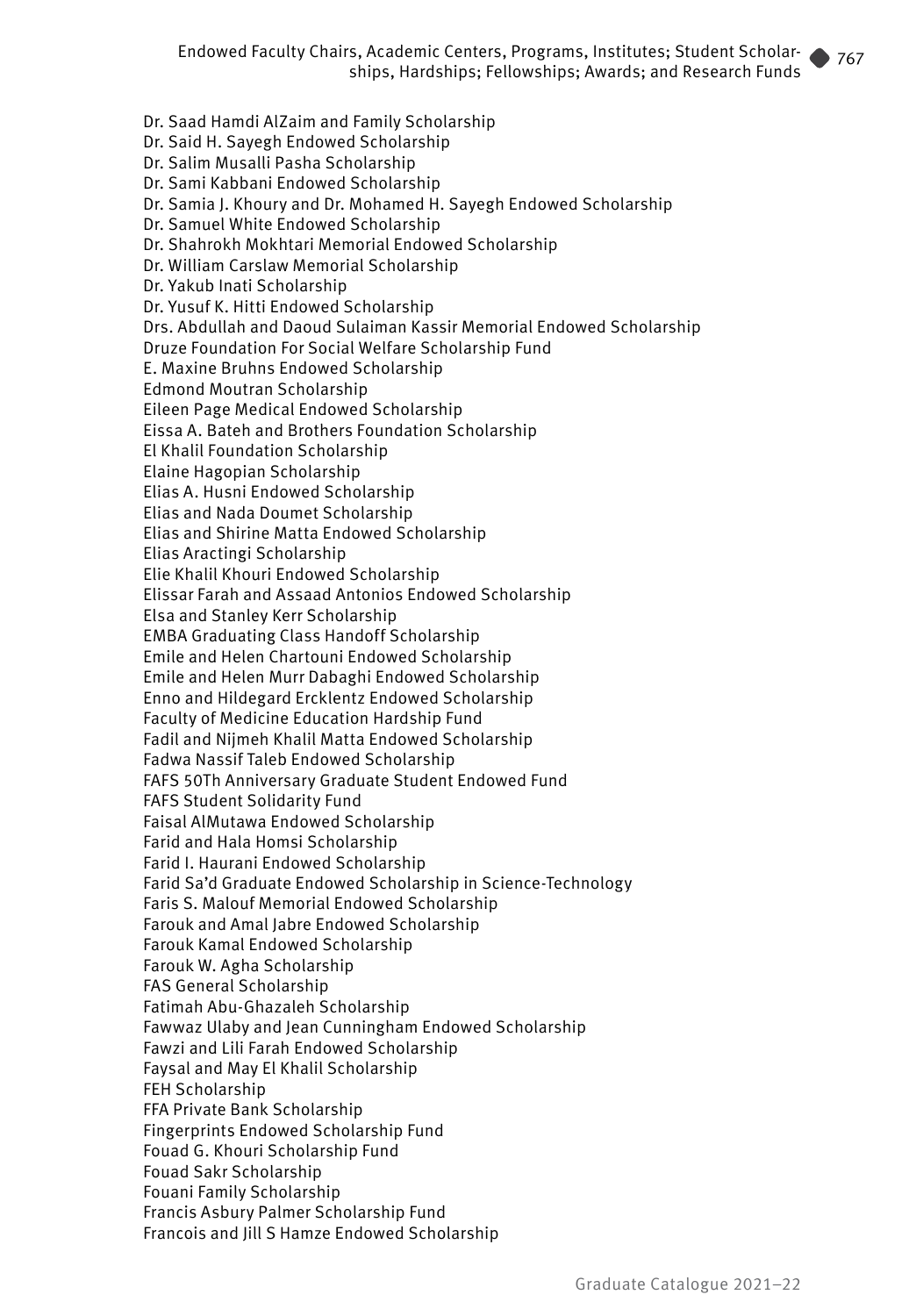Dr. Saad Hamdi AlZaim and Family Scholarship
Dr. Said H. Sayegh Endowed Scholarship
Dr. Salim Musalli Pasha Scholarship
Dr. Sami Kabbani Endowed Scholarship
Dr. Samia J. Khoury and Dr. Mohamed H. Sayegh Endowed Scholarship
Dr. Samuel White Endowed Scholarship
Dr. Shahrokh Mokhtari Memorial Endowed Scholarship
Dr. William Carslaw Memorial Scholarship
Dr. Yakub Inati Scholarship
Dr. Yusuf K. Hitti Endowed Scholarship
Drs. Abdullah and Daoud Sulaiman Kassir Memorial Endowed Scholarship
Druze Foundation For Social Welfare Scholarship Fund
E. Maxine Bruhns Endowed Scholarship
Edmond Moutran Scholarship
Eileen Page Medical Endowed Scholarship
Eissa A. Bateh and Brothers Foundation Scholarship
El Khalil Foundation Scholarship
Elaine Hagopian Scholarship
Elias A. Husni Endowed Scholarship
Elias and Nada Doumet Scholarship
Elias and Shirine Matta Endowed Scholarship
Elias Aractingi Scholarship
Elie Khalil Khouri Endowed Scholarship
Elissar Farah and Assaad Antonios Endowed Scholarship
Elsa and Stanley Kerr Scholarship
EMBA Graduating Class Handoff Scholarship
Emile and Helen Chartouni Endowed Scholarship
Emile and Helen Murr Dabaghi Endowed Scholarship
Enno and Hildegard Ercklentz Endowed Scholarship
Faculty of Medicine Education Hardship Fund
Fadil and Nijmeh Khalil Matta Endowed Scholarship
Fadwa Nassif Taleb Endowed Scholarship
FAFS 50Th Anniversary Graduate Student Endowed Fund
FAFS Student Solidarity Fund
Faisal AlMutawa Endowed Scholarship
Farid and Hala Homsi Scholarship
Farid I. Haurani Endowed Scholarship
Farid Sa'd Graduate Endowed Scholarship in Science-Technology
Faris S. Malouf Memorial Endowed Scholarship
Farouk and Amal Jabre Endowed Scholarship
Farouk Kamal Endowed Scholarship
Farouk W. Agha Scholarship
FAS General Scholarship
Fatimah Abu-Ghazaleh Scholarship
Fawwaz Ulaby and Jean Cunningham Endowed Scholarship
Fawzi and Lili Farah Endowed Scholarship
Faysal and May El Khalil Scholarship
FEH Scholarship
FFA Private Bank Scholarship
Fingerprints Endowed Scholarship Fund
Fouad G. Khouri Scholarship Fund
Fouad Sakr Scholarship
Fouani Family Scholarship
Francis Asbury Palmer Scholarship Fund
Francois and Jill S Hamze Endowed Scholarship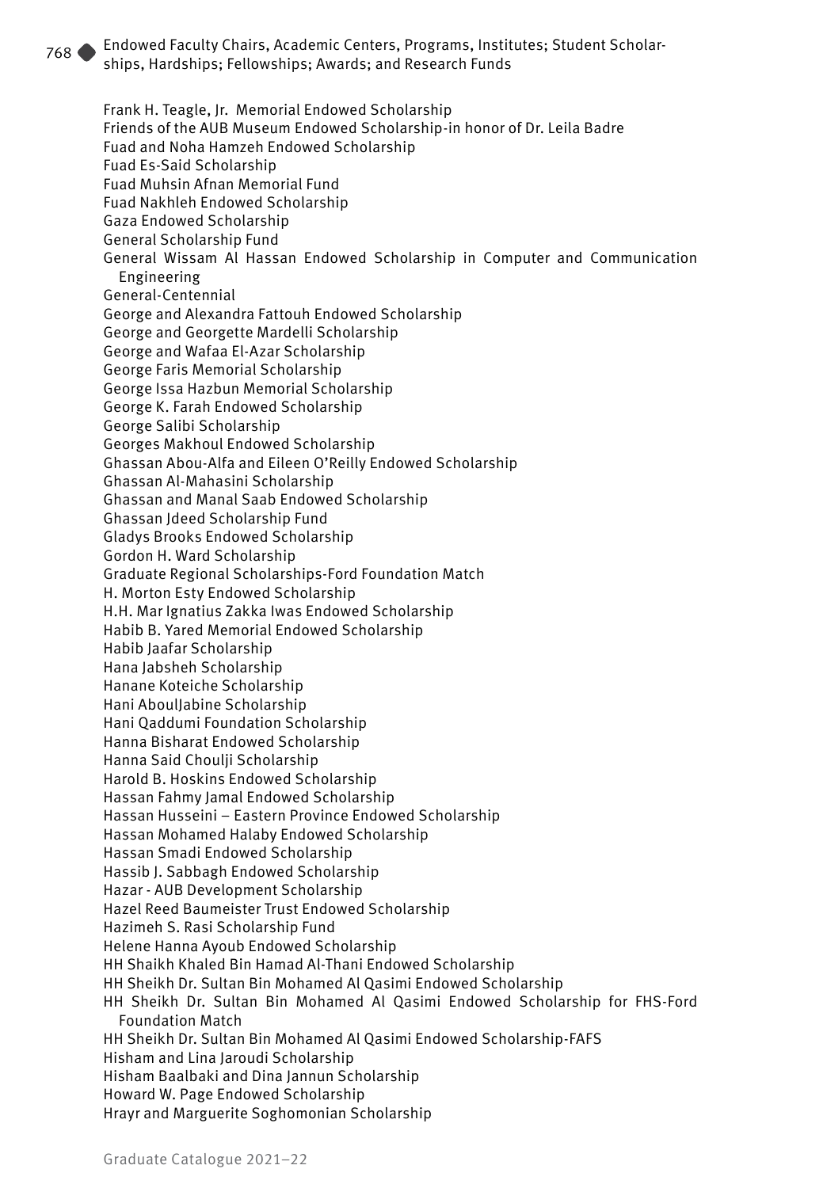Frank H. Teagle, Jr. Memorial Endowed Scholarship
Friends of the AUB Museum Endowed Scholarship-in honor of Dr. Leila Badre
Fuad and Noha Hamzeh Endowed Scholarship
Fuad Es-Said Scholarship
Fuad Muhsin Afnan Memorial Fund
Fuad Nakhleh Endowed Scholarship
Gaza Endowed Scholarship
General Scholarship Fund
General Wissam Al Hassan Endowed Scholarship in Computer and Communication Engineering
General-Centennial
George and Alexandra Fattouh Endowed Scholarship
George and Georgette Mardelli Scholarship
George and Wafaa El-Azar Scholarship
George Faris Memorial Scholarship
George Issa Hazbun Memorial Scholarship
George K. Farah Endowed Scholarship
George Salibi Scholarship
Georges Makhoul Endowed Scholarship
Ghassan Abou-Alfa and Eileen O'Reilly Endowed Scholarship
Ghassan Al-Mahasini Scholarship
Ghassan and Manal Saab Endowed Scholarship
Ghassan Jdeed Scholarship Fund
Gladys Brooks Endowed Scholarship
Gordon H. Ward Scholarship
Graduate Regional Scholarships-Ford Foundation Match
H. Morton Esty Endowed Scholarship
H.H. Mar Ignatius Zakka Iwas Endowed Scholarship
Habib B. Yared Memorial Endowed Scholarship
Habib Jaafar Scholarship
Hana Jabsheh Scholarship
Hanane Koteiche Scholarship
Hani AboulJabine Scholarship
Hani Qaddumi Foundation Scholarship
Hanna Bisharat Endowed Scholarship
Hanna Said Choulji Scholarship
Harold B. Hoskins Endowed Scholarship
Hassan Fahmy Jamal Endowed Scholarship
Hassan Husseini – Eastern Province Endowed Scholarship
Hassan Mohamed Halaby Endowed Scholarship
Hassan Smadi Endowed Scholarship
Hassib J. Sabbagh Endowed Scholarship
Hazar - AUB Development Scholarship
Hazel Reed Baumeister Trust Endowed Scholarship
Hazimeh S. Rasi Scholarship Fund
Helene Hanna Ayoub Endowed Scholarship
HH Shaikh Khaled Bin Hamad Al-Thani Endowed Scholarship
HH Sheikh Dr. Sultan Bin Mohamed Al Qasimi Endowed Scholarship
HH Sheikh Dr. Sultan Bin Mohamed Al Qasimi Endowed Scholarship for FHS-Ford Foundation Match
HH Sheikh Dr. Sultan Bin Mohamed Al Qasimi Endowed Scholarship-FAFS
Hisham and Lina Jaroudi Scholarship
Hisham Baalbaki and Dina Jannun Scholarship
Howard W. Page Endowed Scholarship
Hrayr and Marguerite Soghomonian Scholarship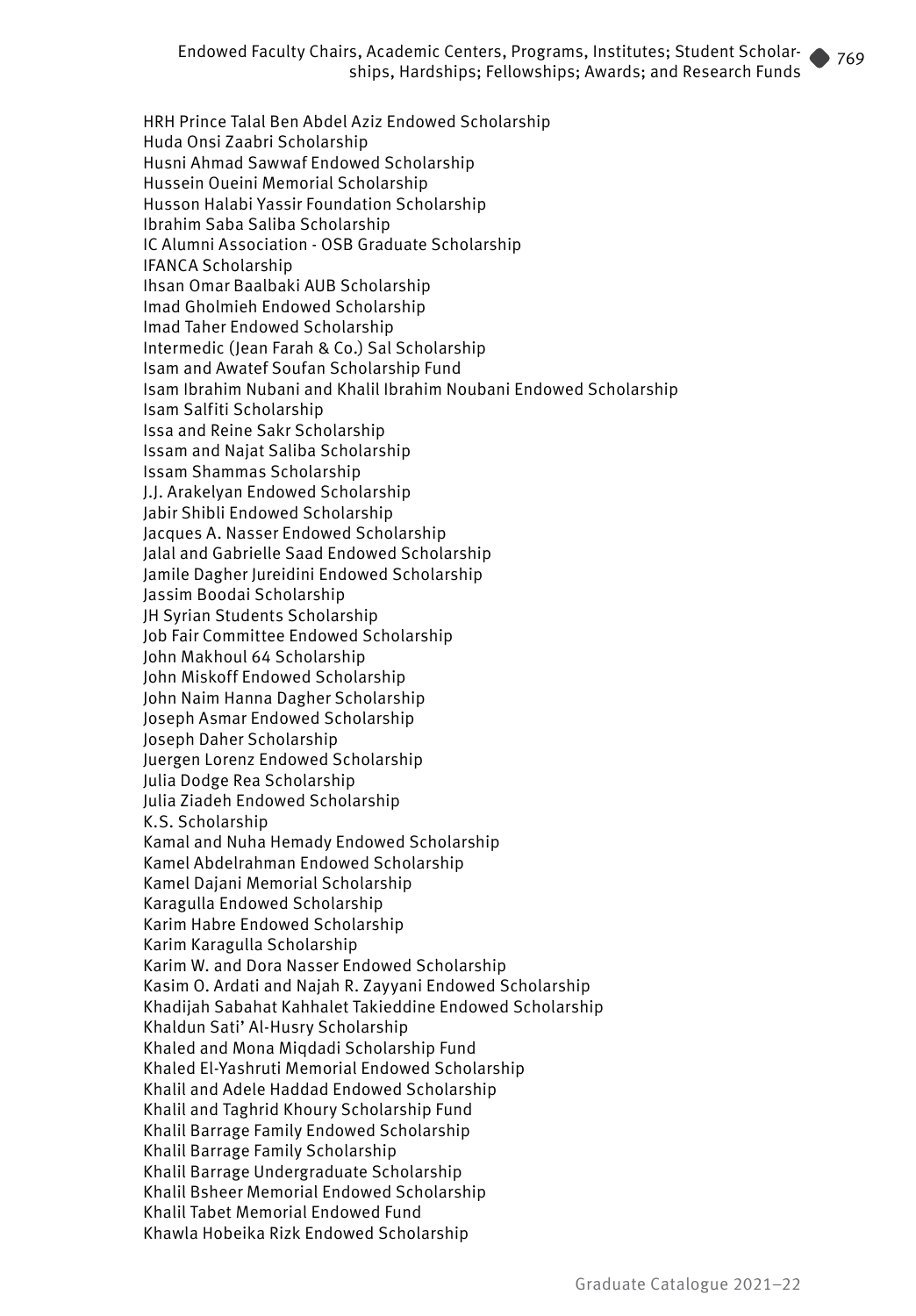HRH Prince Talal Ben Abdel Aziz Endowed Scholarship
Huda Onsi Zaabri Scholarship
Husni Ahmad Sawwaf Endowed Scholarship
Hussein Oueini Memorial Scholarship
Husson Halabi Yassir Foundation Scholarship
Ibrahim Saba Saliba Scholarship
IC Alumni Association - OSB Graduate Scholarship
IFANCA Scholarship
Ihsan Omar Baalbaki AUB Scholarship
Imad Gholmieh Endowed Scholarship
Imad Taher Endowed Scholarship
Intermedic (Jean Farah & Co.) Sal Scholarship
Isam and Awatef Soufan Scholarship Fund
Isam Ibrahim Nubani and Khalil Ibrahim Noubani Endowed Scholarship
Isam Salfiti Scholarship
Issa and Reine Sakr Scholarship
Issam and Najat Saliba Scholarship
Issam Shammas Scholarship
J.J. Arakelyan Endowed Scholarship
Jabir Shibli Endowed Scholarship
Jacques A. Nasser Endowed Scholarship
Jalal and Gabrielle Saad Endowed Scholarship
Jamile Dagher Jureidini Endowed Scholarship
Jassim Boodai Scholarship
JH Syrian Students Scholarship
Job Fair Committee Endowed Scholarship
John Makhoul 64 Scholarship
John Miskoff Endowed Scholarship
John Naim Hanna Dagher Scholarship
Joseph Asmar Endowed Scholarship
Joseph Daher Scholarship
Juergen Lorenz Endowed Scholarship
Julia Dodge Rea Scholarship
Julia Ziadeh Endowed Scholarship
K.S. Scholarship
Kamal and Nuha Hemady Endowed Scholarship
Kamel Abdelrahman Endowed Scholarship
Kamel Dajani Memorial Scholarship
Karagulla Endowed Scholarship
Karim Habre Endowed Scholarship
Karim Karagulla Scholarship
Karim W. and Dora Nasser Endowed Scholarship
Kasim O. Ardati and Najah R. Zayyani Endowed Scholarship
Khadijah Sabahat Kahhalet Takieddine Endowed Scholarship
Khaldun Sati' Al-Husry Scholarship
Khaled and Mona Miqdadi Scholarship Fund
Khaled El-Yashruti Memorial Endowed Scholarship
Khalil and Adele Haddad Endowed Scholarship
Khalil and Taghrid Khoury Scholarship Fund
Khalil Barrage Family Endowed Scholarship
Khalil Barrage Family Scholarship
Khalil Barrage Undergraduate Scholarship
Khalil Bsheer Memorial Endowed Scholarship
Khalil Tabet Memorial Endowed Fund
Khawla Hobeika Rizk Endowed Scholarship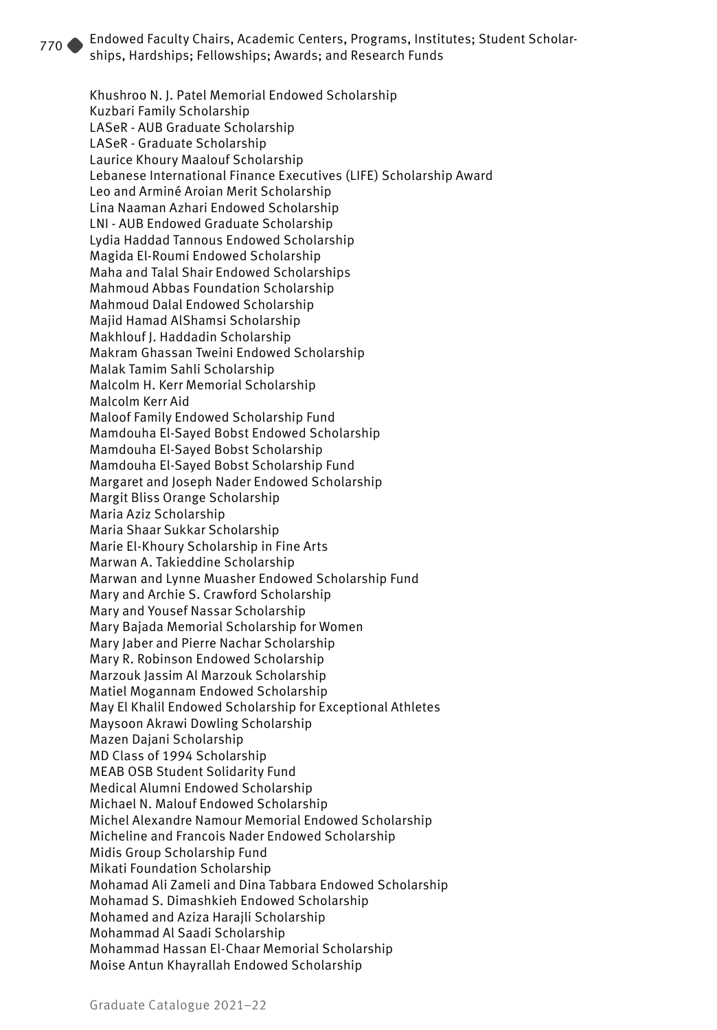Khushroo N. J. Patel Memorial Endowed Scholarship
Kuzbari Family Scholarship
LASeR - AUB Graduate Scholarship
LASeR - Graduate Scholarship
Laurice Khoury Maalouf Scholarship
Lebanese International Finance Executives (LIFE) Scholarship Award
Leo and Arminé Aroian Merit Scholarship
Lina Naaman Azhari Endowed Scholarship
LNI - AUB Endowed Graduate Scholarship
Lydia Haddad Tannous Endowed Scholarship
Magida El-Roumi Endowed Scholarship
Maha and Talal Shair Endowed Scholarships
Mahmoud Abbas Foundation Scholarship
Mahmoud Dalal Endowed Scholarship
Majid Hamad AlShamsi Scholarship
Makhlouf J. Haddadin Scholarship
Makram Ghassan Tweini Endowed Scholarship
Malak Tamim Sahli Scholarship
Malcolm H. Kerr Memorial Scholarship
Malcolm Kerr Aid
Maloof Family Endowed Scholarship Fund
Mamdouha El-Sayed Bobst Endowed Scholarship
Mamdouha El-Sayed Bobst Scholarship
Mamdouha El-Sayed Bobst Scholarship Fund
Margaret and Joseph Nader Endowed Scholarship
Margit Bliss Orange Scholarship
Maria Aziz Scholarship
Maria Shaar Sukkar Scholarship
Marie El-Khoury Scholarship in Fine Arts
Marwan A. Takieddine Scholarship
Marwan and Lynne Muasher Endowed Scholarship Fund
Mary and Archie S. Crawford Scholarship
Mary and Yousef Nassar Scholarship
Mary Bajada Memorial Scholarship for Women
Mary Jaber and Pierre Nachar Scholarship
Mary R. Robinson Endowed Scholarship
Marzouk Jassim Al Marzouk Scholarship
Matiel Mogannam Endowed Scholarship
May El Khalil Endowed Scholarship for Exceptional Athletes
Maysoon Akrawi Dowling Scholarship
Mazen Dajani Scholarship
MD Class of 1994 Scholarship
MEAB OSB Student Solidarity Fund
Medical Alumni Endowed Scholarship
Michael N. Malouf Endowed Scholarship
Michel Alexandre Namour Memorial Endowed Scholarship
Micheline and Francois Nader Endowed Scholarship
Midis Group Scholarship Fund
Mikati Foundation Scholarship
Mohamad Ali Zameli and Dina Tabbara Endowed Scholarship
Mohamad S. Dimashkieh Endowed Scholarship
Mohamed and Aziza Harajli Scholarship
Mohammad Al Saadi Scholarship
Mohammad Hassan El-Chaar Memorial Scholarship
Moise Antun Khayrallah Endowed Scholarship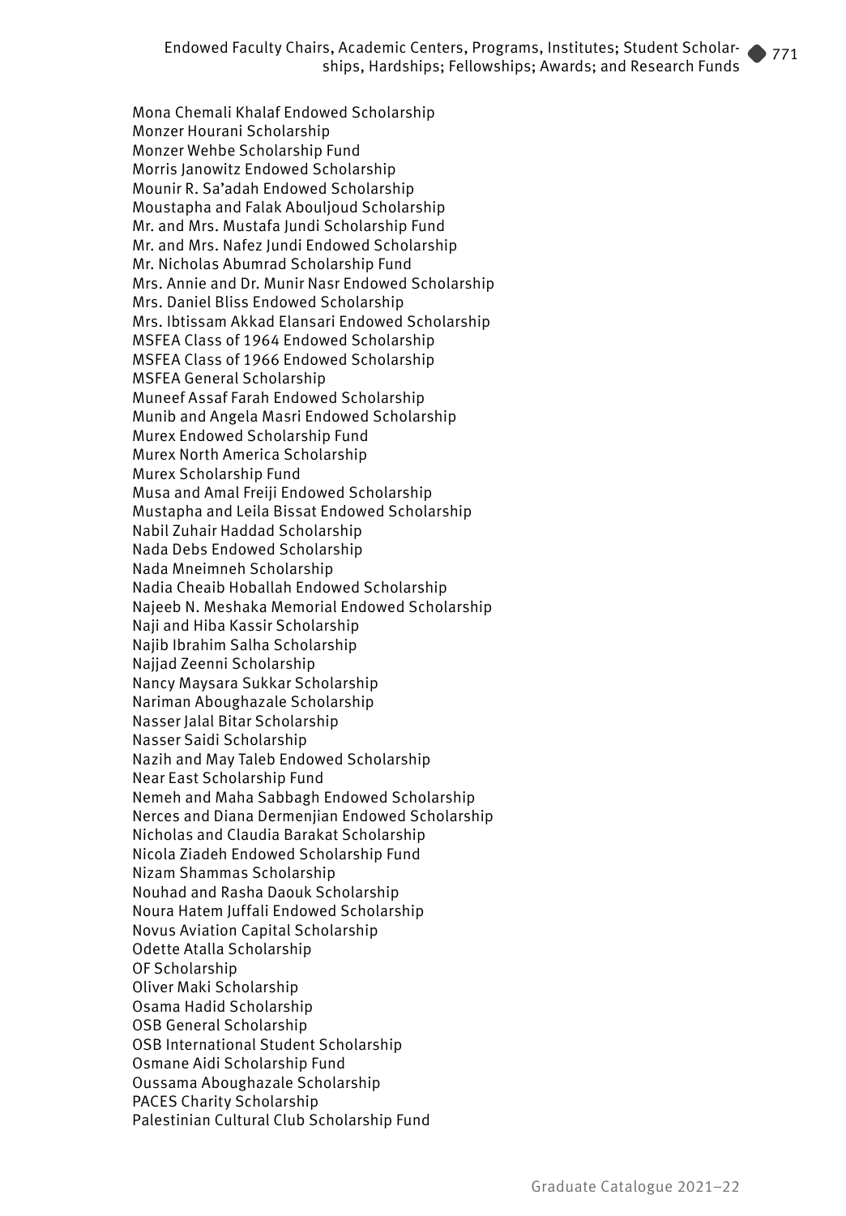Mona Chemali Khalaf Endowed Scholarship
Monzer Hourani Scholarship
Monzer Wehbe Scholarship Fund
Morris Janowitz Endowed Scholarship
Mounir R. Sa'adah Endowed Scholarship
Moustapha and Falak Abouljoud Scholarship
Mr. and Mrs. Mustafa Jundi Scholarship Fund
Mr. and Mrs. Nafez Jundi Endowed Scholarship
Mr. Nicholas Abumrad Scholarship Fund
Mrs. Annie and Dr. Munir Nasr Endowed Scholarship
Mrs. Daniel Bliss Endowed Scholarship
Mrs. Ibtissam Akkad Elansari Endowed Scholarship
MSFEA Class of 1964 Endowed Scholarship
MSFEA Class of 1966 Endowed Scholarship
MSFEA General Scholarship
Muneef Assaf Farah Endowed Scholarship
Munib and Angela Masri Endowed Scholarship
Murex Endowed Scholarship Fund
Murex North America Scholarship
Murex Scholarship Fund
Musa and Amal Freiji Endowed Scholarship
Mustapha and Leila Bissat Endowed Scholarship
Nabil Zuhair Haddad Scholarship
Nada Debs Endowed Scholarship
Nada Mneimneh Scholarship
Nadia Cheaib Hoballah Endowed Scholarship
Najeeb N. Meshaka Memorial Endowed Scholarship
Naji and Hiba Kassir Scholarship
Najib Ibrahim Salha Scholarship
Najjad Zeenni Scholarship
Nancy Maysara Sukkar Scholarship
Nariman Aboughazale Scholarship
Nasser Jalal Bitar Scholarship
Nasser Saidi Scholarship
Nazih and May Taleb Endowed Scholarship
Near East Scholarship Fund
Nemeh and Maha Sabbagh Endowed Scholarship
Nerces and Diana Dermenjian Endowed Scholarship
Nicholas and Claudia Barakat Scholarship
Nicola Ziadeh Endowed Scholarship Fund
Nizam Shammas Scholarship
Nouhad and Rasha Daouk Scholarship
Noura Hatem Juffali Endowed Scholarship
Novus Aviation Capital Scholarship
Odette Atalla Scholarship
OF Scholarship
Oliver Maki Scholarship
Osama Hadid Scholarship
OSB General Scholarship
OSB International Student Scholarship
Osmane Aidi Scholarship Fund
Oussama Aboughazale Scholarship
PACES Charity Scholarship
Palestinian Cultural Club Scholarship Fund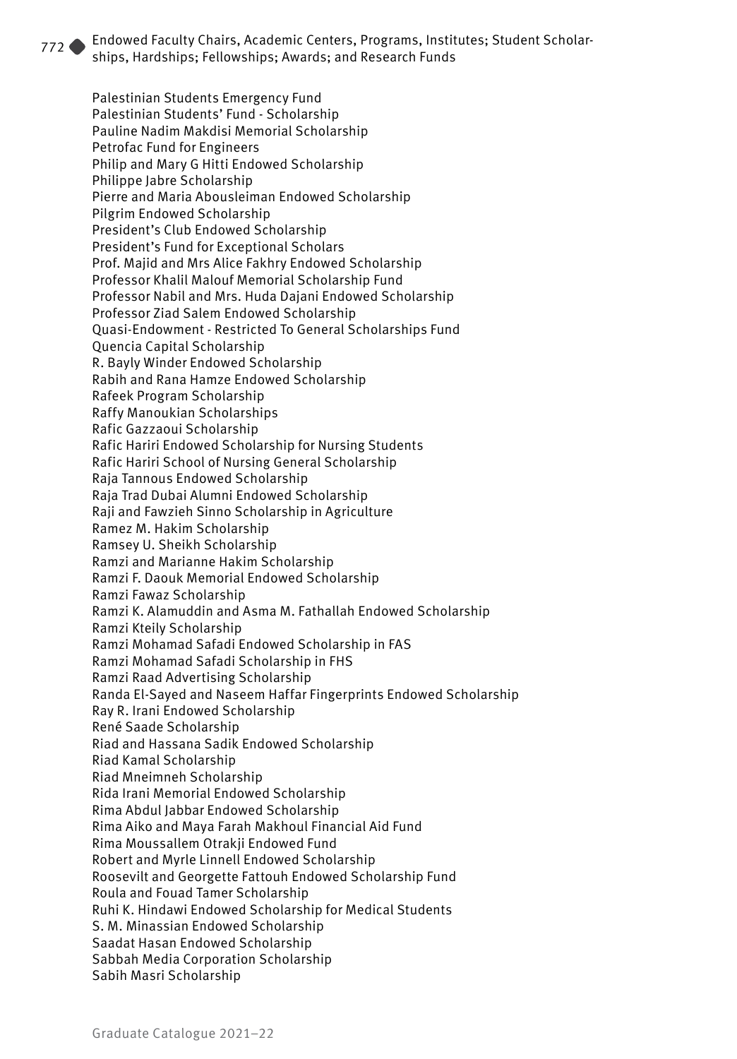Palestinian Students Emergency Fund
Palestinian Students' Fund - Scholarship
Pauline Nadim Makdisi Memorial Scholarship
Petrofac Fund for Engineers
Philip and Mary G Hitti Endowed Scholarship
Philippe Jabre Scholarship
Pierre and Maria Abousleiman Endowed Scholarship
Pilgrim Endowed Scholarship
President's Club Endowed Scholarship
President's Fund for Exceptional Scholars
Prof. Majid and Mrs Alice Fakhry Endowed Scholarship
Professor Khalil Malouf Memorial Scholarship Fund
Professor Nabil and Mrs. Huda Dajani Endowed Scholarship
Professor Ziad Salem Endowed Scholarship
Quasi-Endowment - Restricted To General Scholarships Fund
Quencia Capital Scholarship
R. Bayly Winder Endowed Scholarship
Rabih and Rana Hamze Endowed Scholarship
Rafeek Program Scholarship
Raffy Manoukian Scholarships
Rafic Gazzaoui Scholarship
Rafic Hariri Endowed Scholarship for Nursing Students
Rafic Hariri School of Nursing General Scholarship
Raja Tannous Endowed Scholarship
Raja Trad Dubai Alumni Endowed Scholarship
Raji and Fawzieh Sinno Scholarship in Agriculture
Ramez M. Hakim Scholarship
Ramsey U. Sheikh Scholarship
Ramzi and Marianne Hakim Scholarship
Ramzi F. Daouk Memorial Endowed Scholarship
Ramzi Fawaz Scholarship
Ramzi K. Alamuddin and Asma M. Fathallah Endowed Scholarship
Ramzi Kteily Scholarship
Ramzi Mohamad Safadi Endowed Scholarship in FAS
Ramzi Mohamad Safadi Scholarship in FHS
Ramzi Raad Advertising Scholarship
Randa El-Sayed and Naseem Haffar Fingerprints Endowed Scholarship
Ray R. Irani Endowed Scholarship
René Saade Scholarship
Riad and Hassana Sadik Endowed Scholarship
Riad Kamal Scholarship
Riad Mneimneh Scholarship
Rida Irani Memorial Endowed Scholarship
Rima Abdul Jabbar Endowed Scholarship
Rima Aiko and Maya Farah Makhoul Financial Aid Fund
Rima Moussallem Otrakji Endowed Fund
Robert and Myrle Linnell Endowed Scholarship
Roosevilt and Georgette Fattouh Endowed Scholarship Fund
Roula and Fouad Tamer Scholarship
Ruhi K. Hindawi Endowed Scholarship for Medical Students
S. M. Minassian Endowed Scholarship
Saadat Hasan Endowed Scholarship
Sabbah Media Corporation Scholarship
Sabih Masri Scholarship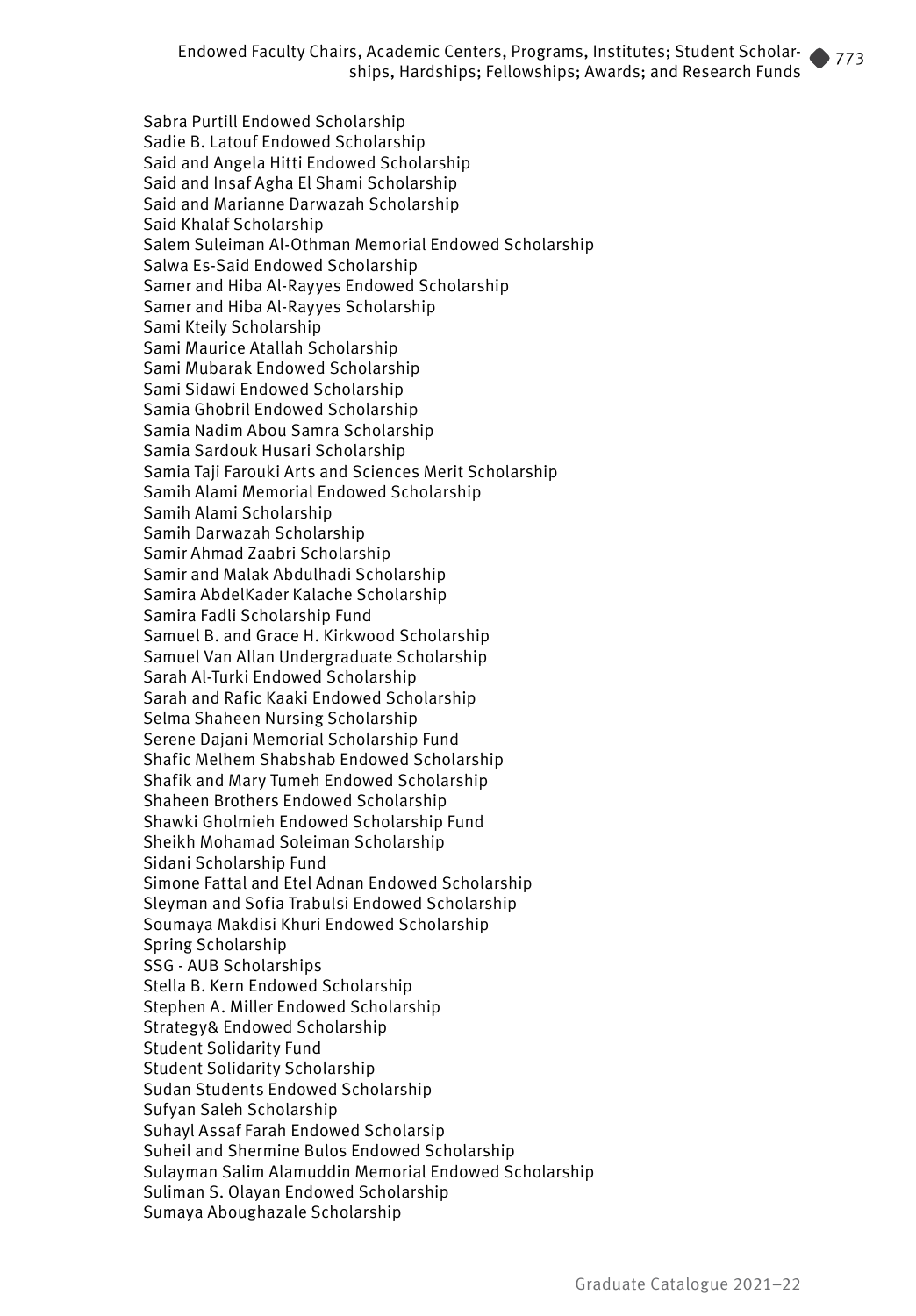Sabra Purtill Endowed Scholarship
Sadie B. Latouf Endowed Scholarship
Said and Angela Hitti Endowed Scholarship
Said and Insaf Agha El Shami Scholarship
Said and Marianne Darwazah Scholarship
Said Khalaf Scholarship
Salem Suleiman Al-Othman Memorial Endowed Scholarship
Salwa Es-Said Endowed Scholarship
Samer and Hiba Al-Rayyes Endowed Scholarship
Samer and Hiba Al-Rayyes Scholarship
Sami Kteily Scholarship
Sami Maurice Atallah Scholarship
Sami Mubarak Endowed Scholarship
Sami Sidawi Endowed Scholarship
Samia Ghobril Endowed Scholarship
Samia Nadim Abou Samra Scholarship
Samia Sardouk Husari Scholarship
Samia Taji Farouki Arts and Sciences Merit Scholarship
Samih Alami Memorial Endowed Scholarship
Samih Alami Scholarship
Samih Darwazah Scholarship
Samir Ahmad Zaabri Scholarship
Samir and Malak Abdulhadi Scholarship
Samira AbdelKader Kalache Scholarship
Samira Fadli Scholarship Fund
Samuel B. and Grace H. Kirkwood Scholarship
Samuel Van Allan Undergraduate Scholarship
Sarah Al-Turki Endowed Scholarship
Sarah and Rafic Kaaki Endowed Scholarship
Selma Shaheen Nursing Scholarship
Serene Dajani Memorial Scholarship Fund
Shafic Melhem Shabshab Endowed Scholarship
Shafik and Mary Tumeh Endowed Scholarship
Shaheen Brothers Endowed Scholarship
Shawki Gholmieh Endowed Scholarship Fund
Sheikh Mohamad Soleiman Scholarship
Sidani Scholarship Fund
Simone Fattal and Etel Adnan Endowed Scholarship
Sleyman and Sofia Trabulsi Endowed Scholarship
Soumaya Makdisi Khuri Endowed Scholarship
Spring Scholarship
SSG - AUB Scholarships
Stella B. Kern Endowed Scholarship
Stephen A. Miller Endowed Scholarship
Strategy& Endowed Scholarship
Student Solidarity Fund
Student Solidarity Scholarship
Sudan Students Endowed Scholarship
Sufyan Saleh Scholarship
Suhayl Assaf Farah Endowed Scholarsip
Suheil and Shermine Bulos Endowed Scholarship
Sulayman Salim Alamuddin Memorial Endowed Scholarship
Suliman S. Olayan Endowed Scholarship
Sumaya Aboughazale Scholarship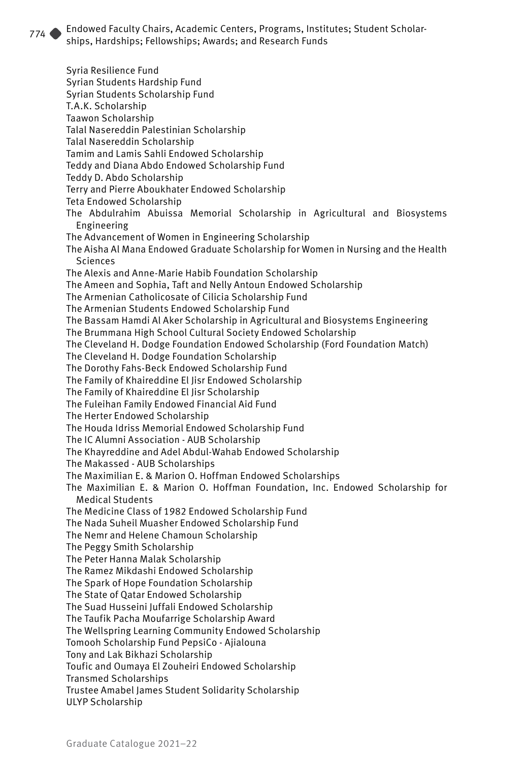Syria Resilience Fund
Syrian Students Hardship Fund
Syrian Students Scholarship Fund
T.A.K. Scholarship
Taawon Scholarship
Talal Nasereddin Palestinian Scholarship
Talal Nasereddin Scholarship
Tamim and Lamis Sahli Endowed Scholarship
Teddy and Diana Abdo Endowed Scholarship Fund
Teddy D. Abdo Scholarship
Terry and Pierre Aboukhater Endowed Scholarship
Teta Endowed Scholarship
The Abdulrahim Abuissa Memorial Scholarship in Agricultural and Biosystems Engineering
The Advancement of Women in Engineering Scholarship
The Aisha Al Mana Endowed Graduate Scholarship for Women in Nursing and the Health Sciences
The Alexis and Anne-Marie Habib Foundation Scholarship
The Ameen and Sophia, Taft and Nelly Antoun Endowed Scholarship
The Armenian Catholicosate of Cilicia Scholarship Fund
The Armenian Students Endowed Scholarship Fund
The Bassam Hamdi Al Aker Scholarship in Agricultural and Biosystems Engineering
The Brummana High School Cultural Society Endowed Scholarship
The Cleveland H. Dodge Foundation Endowed Scholarship (Ford Foundation Match)
The Cleveland H. Dodge Foundation Scholarship
The Dorothy Fahs-Beck Endowed Scholarship Fund
The Family of Khaireddine El Jisr Endowed Scholarship
The Family of Khaireddine El Jisr Scholarship
The Fuleihan Family Endowed Financial Aid Fund
The Herter Endowed Scholarship
The Houda Idriss Memorial Endowed Scholarship Fund
The IC Alumni Association - AUB Scholarship
The Khayreddine and Adel Abdul-Wahab Endowed Scholarship
The Makassed - AUB Scholarships
The Maximilian E. & Marion O. Hoffman Endowed Scholarships
The Maximilian E. & Marion O. Hoffman Foundation, Inc. Endowed Scholarship for Medical Students
The Medicine Class of 1982 Endowed Scholarship Fund
The Nada Suheil Muasher Endowed Scholarship Fund
The Nemr and Helene Chamoun Scholarship
The Peggy Smith Scholarship
The Peter Hanna Malak Scholarship
The Ramez Mikdashi Endowed Scholarship
The Spark of Hope Foundation Scholarship
The State of Qatar Endowed Scholarship
The Suad Husseini Juffali Endowed Scholarship
The Taufik Pacha Moufarrige Scholarship Award
The Wellspring Learning Community Endowed Scholarship
Tomooh Scholarship Fund PepsiCo - Ajialouna
Tony and Lak Bikhazi Scholarship
Toufic and Oumaya El Zouheiri Endowed Scholarship
Transmed Scholarships
Trustee Amabel James Student Solidarity Scholarship
ULYP Scholarship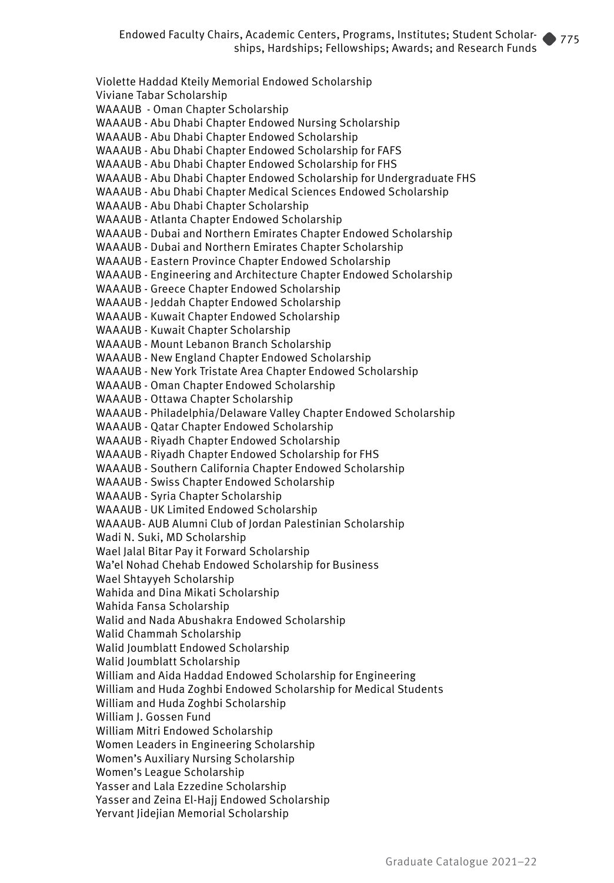Violette Haddad Kteily Memorial Endowed Scholarship
Viviane Tabar Scholarship
WAAAUB - Oman Chapter Scholarship
WAAAUB - Abu Dhabi Chapter Endowed Nursing Scholarship
WAAAUB - Abu Dhabi Chapter Endowed Scholarship
WAAAUB - Abu Dhabi Chapter Endowed Scholarship for FAFS
WAAAUB - Abu Dhabi Chapter Endowed Scholarship for FHS
WAAAUB - Abu Dhabi Chapter Endowed Scholarship for Undergraduate FHS
WAAAUB - Abu Dhabi Chapter Medical Sciences Endowed Scholarship
WAAAUB - Abu Dhabi Chapter Scholarship
WAAAUB - Atlanta Chapter Endowed Scholarship
WAAAUB - Dubai and Northern Emirates Chapter Endowed Scholarship
WAAAUB - Dubai and Northern Emirates Chapter Scholarship
WAAAUB - Eastern Province Chapter Endowed Scholarship
WAAAUB - Engineering and Architecture Chapter Endowed Scholarship
WAAAUB - Greece Chapter Endowed Scholarship
WAAAUB - Jeddah Chapter Endowed Scholarship
WAAAUB - Kuwait Chapter Endowed Scholarship
WAAAUB - Kuwait Chapter Scholarship
WAAAUB - Mount Lebanon Branch Scholarship
WAAAUB - New England Chapter Endowed Scholarship
WAAAUB - New York Tristate Area Chapter Endowed Scholarship
WAAAUB - Oman Chapter Endowed Scholarship
WAAAUB - Ottawa Chapter Scholarship
WAAAUB - Philadelphia/Delaware Valley Chapter Endowed Scholarship
WAAAUB - Qatar Chapter Endowed Scholarship
WAAAUB - Riyadh Chapter Endowed Scholarship
WAAAUB - Riyadh Chapter Endowed Scholarship for FHS
WAAAUB - Southern California Chapter Endowed Scholarship
WAAAUB - Swiss Chapter Endowed Scholarship
WAAAUB - Syria Chapter Scholarship
WAAAUB - UK Limited Endowed Scholarship
WAAAUB- AUB Alumni Club of Jordan Palestinian Scholarship
Wadi N. Suki, MD Scholarship
Wael Jalal Bitar Pay it Forward Scholarship
Wa'el Nohad Chehab Endowed Scholarship for Business
Wael Shtayyeh Scholarship
Wahida and Dina Mikati Scholarship
Wahida Fansa Scholarship
Walid and Nada Abushakra Endowed Scholarship
Walid Chammah Scholarship
Walid Joumblatt Endowed Scholarship
Walid Joumblatt Scholarship
William and Aida Haddad Endowed Scholarship for Engineering
William and Huda Zoghbi Endowed Scholarship for Medical Students
William and Huda Zoghbi Scholarship
William J. Gossen Fund
William Mitri Endowed Scholarship
Women Leaders in Engineering Scholarship
Women's Auxiliary Nursing Scholarship
Women's League Scholarship
Yasser and Lala Ezzedine Scholarship
Yasser and Zeina El-Hajj Endowed Scholarship
Yervant Jidejian Memorial Scholarship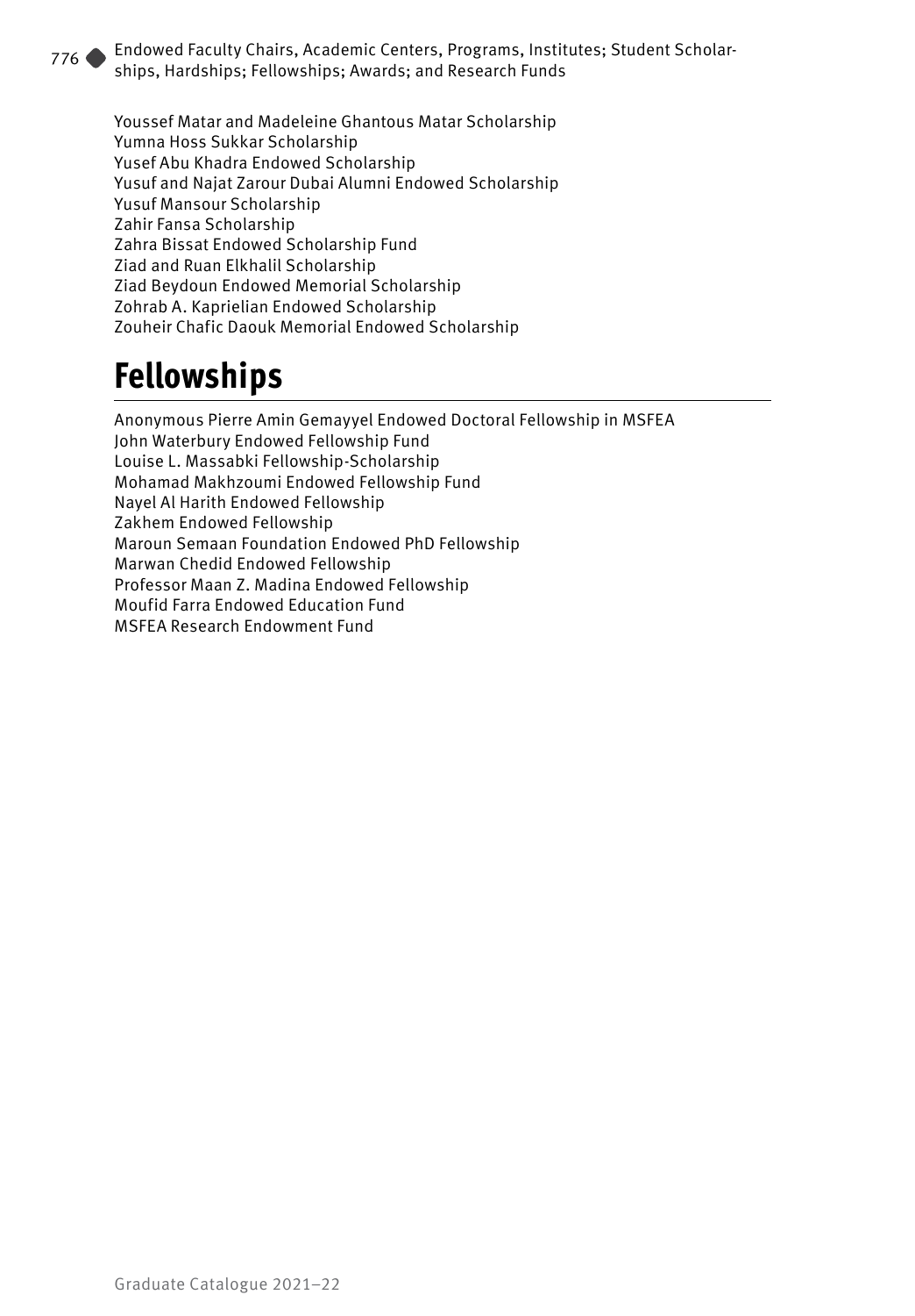Youssef Matar and Madeleine Ghantous Matar Scholarship
Yumna Hoss Sukkar Scholarship
Yusef Abu Khadra Endowed Scholarship
Yusuf and Najat Zarour Dubai Alumni Endowed Scholarship
Yusuf Mansour Scholarship
Zahir Fansa Scholarship
Zahra Bissat Endowed Scholarship Fund
Ziad and Ruan Elkhalil Scholarship
Ziad Beydoun Endowed Memorial Scholarship
Zohrab A. Kaprielian Endowed Scholarship
Zouheir Chafic Daouk Memorial Endowed Scholarship

# Fellowships

Anonymous Pierre Amin Gemayyel Endowed Doctoral Fellowship in MSFEA
John Waterbury Endowed Fellowship Fund
Louise L. Massabki Fellowship-Scholarship
Mohamad Makhzoumi Endowed Fellowship Fund
Nayel Al Harith Endowed Fellowship
Zakhem Endowed Fellowship
Maroun Semaan Foundation Endowed PhD Fellowship
Marwan Chedid Endowed Fellowship
Professor Maan Z. Madina Endowed Fellowship
Moufid Farra Endowed Education Fund
MSFEA Research Endowment Fund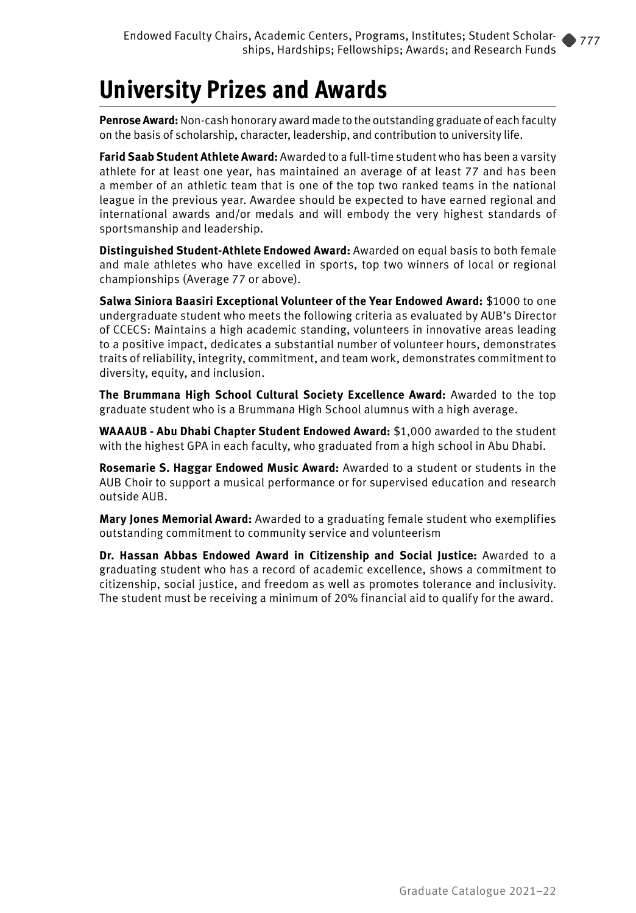# University Prizes and Awards

**Penrose Award:** Non-cash honorary award made to the outstanding graduate of each faculty on the basis of scholarship, character, leadership, and contribution to university life.

**Farid Saab Student Athlete Award:** Awarded to a full-time student who has been a varsity athlete for at least one year, has maintained an average of at least 77 and has been a member of an athletic team that is one of the top two ranked teams in the national league in the previous year. Awardee should be expected to have earned regional and international awards and/or medals and will embody the very highest standards of sportsmanship and leadership.

**Distinguished Student-Athlete Endowed Award:** Awarded on equal basis to both female and male athletes who have excelled in sports, top two winners of local or regional championships (Average 77 or above).

**Salwa Siniora Baasiri Exceptional Volunteer of the Year Endowed Award:** $1000 to one undergraduate student who meets the following criteria as evaluated by AUB's Director of CCECS: Maintains a high academic standing, volunteers in innovative areas leading to a positive impact, dedicates a substantial number of volunteer hours, demonstrates traits of reliability, integrity, commitment, and team work, demonstrates commitment to diversity, equity, and inclusion.

**The Brummana High School Cultural Society Excellence Award:** Awarded to the top graduate student who is a Brummana High School alumnus with a high average.

**WAAAUB - Abu Dhabi Chapter Student Endowed Award:** $1,000 awarded to the student with the highest GPA in each faculty, who graduated from a high school in Abu Dhabi.

**Rosemarie S. Haggar Endowed Music Award:** Awarded to a student or students in the AUB Choir to support a musical performance or for supervised education and research outside AUB.

**Mary Jones Memorial Award:** Awarded to a graduating female student who exemplifies outstanding commitment to community service and volunteerism

**Dr. Hassan Abbas Endowed Award in Citizenship and Social Justice:** Awarded to a graduating student who has a record of academic excellence, shows a commitment to citizenship, social justice, and freedom as well as promotes tolerance and inclusivity. The student must be receiving a minimum of 20% financial aid to qualify for the award.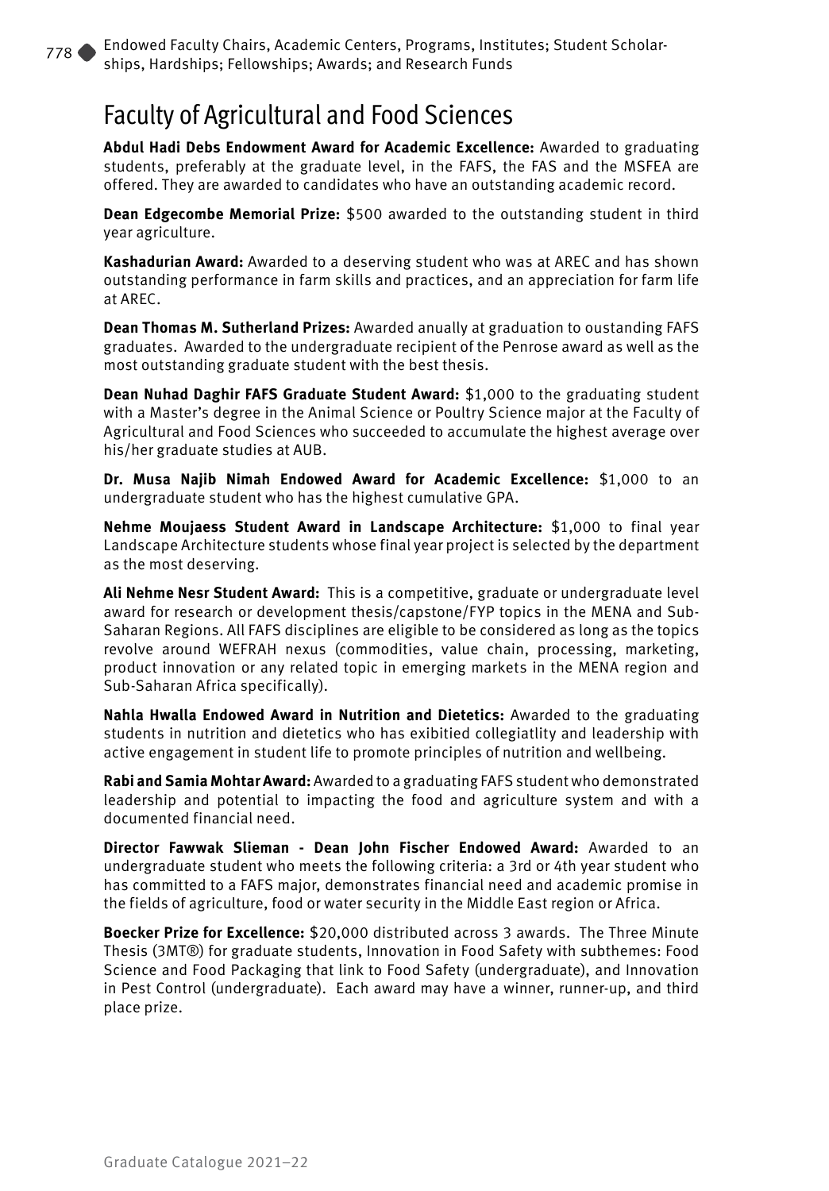## Faculty of Agricultural and Food Sciences

**Abdul Hadi Debs Endowment Award for Academic Excellence:** Awarded to graduating students, preferably at the graduate level, in the FAFS, the FAS and the MSFEA are offered. They are awarded to candidates who have an outstanding academic record.

**Dean Edgecombe Memorial Prize:** $500 awarded to the outstanding student in third year agriculture.

**Kashadurian Award:** Awarded to a deserving student who was at AREC and has shown outstanding performance in farm skills and practices, and an appreciation for farm life at AREC.

**Dean Thomas M. Sutherland Prizes:** Awarded anually at graduation to oustanding FAFS graduates. Awarded to the undergraduate recipient of the Penrose award as well as the most outstanding graduate student with the best thesis.

**Dean Nuhad Daghir FAFS Graduate Student Award:** $1,000 to the graduating student with a Master's degree in the Animal Science or Poultry Science major at the Faculty of Agricultural and Food Sciences who succeeded to accumulate the highest average over his/her graduate studies at AUB.

**Dr. Musa Najib Nimah Endowed Award for Academic Excellence:** $1,000 to an undergraduate student who has the highest cumulative GPA.

**Nehme Moujaess Student Award in Landscape Architecture:** $1,000 to final year Landscape Architecture students whose final year project is selected by the department as the most deserving.

**Ali Nehme Nesr Student Award:** This is a competitive, graduate or undergraduate level award for research or development thesis/capstone/FYP topics in the MENA and Sub-Saharan Regions. All FAFS disciplines are eligible to be considered as long as the topics revolve around WEFRAH nexus (commodities, value chain, processing, marketing, product innovation or any related topic in emerging markets in the MENA region and Sub-Saharan Africa specifically).

**Nahla Hwalla Endowed Award in Nutrition and Dietetics:** Awarded to the graduating students in nutrition and dietetics who has exibitied collegiatlity and leadership with active engagement in student life to promote principles of nutrition and wellbeing.

**Rabi and Samia Mohtar Award:** Awarded to a graduating FAFS student who demonstrated leadership and potential to impacting the food and agriculture system and with a documented financial need.

**Director Fawwak Slieman - Dean John Fischer Endowed Award:** Awarded to an undergraduate student who meets the following criteria: a 3rd or 4th year student who has committed to a FAFS major, demonstrates financial need and academic promise in the fields of agriculture, food or water security in the Middle East region or Africa.

**Boecker Prize for Excellence:** $20,000 distributed across 3 awards. The Three Minute Thesis (3MT®) for graduate students, Innovation in Food Safety with subthemes: Food Science and Food Packaging that link to Food Safety (undergraduate), and Innovation in Pest Control (undergraduate). Each award may have a winner, runner-up, and third place prize.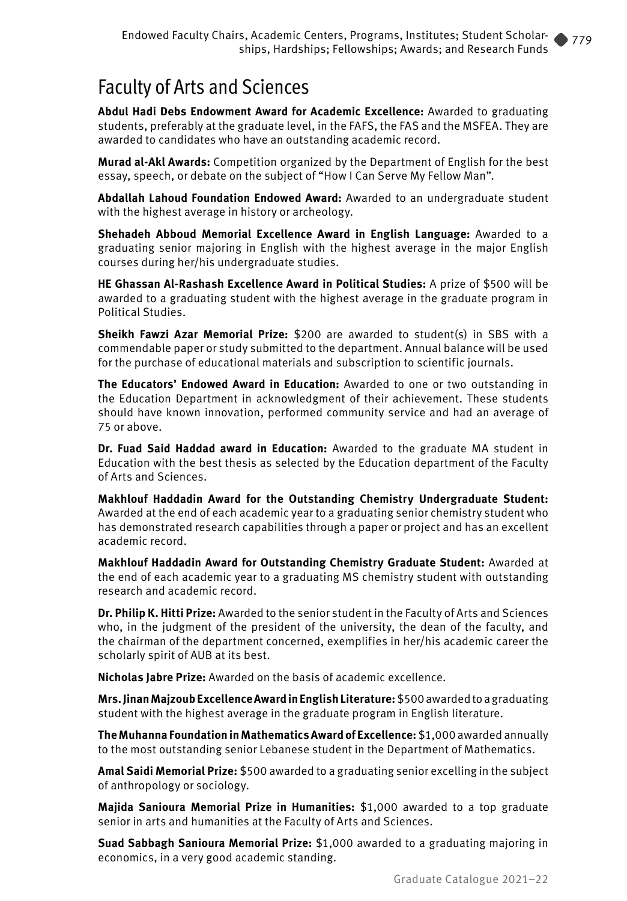# Faculty of Arts and Sciences

**Abdul Hadi Debs Endowment Award for Academic Excellence:** Awarded to graduating students, preferably at the graduate level, in the FAFS, the FAS and the MSFEA. They are awarded to candidates who have an outstanding academic record.

**Murad al-Akl Awards:** Competition organized by the Department of English for the best essay, speech, or debate on the subject of "How I Can Serve My Fellow Man".

**Abdallah Lahoud Foundation Endowed Award:** Awarded to an undergraduate student with the highest average in history or archeology.

**Shehadeh Abboud Memorial Excellence Award in English Language:** Awarded to a graduating senior majoring in English with the highest average in the major English courses during her/his undergraduate studies.

**HE Ghassan Al-Rashash Excellence Award in Political Studies:** A prize of $500 will be awarded to a graduating student with the highest average in the graduate program in Political Studies.

**Sheikh Fawzi Azar Memorial Prize:** $200 are awarded to student(s) in SBS with a commendable paper or study submitted to the department. Annual balance will be used for the purchase of educational materials and subscription to scientific journals.

**The Educators' Endowed Award in Education:** Awarded to one or two outstanding in the Education Department in acknowledgment of their achievement. These students should have known innovation, performed community service and had an average of 75 or above.

**Dr. Fuad Said Haddad award in Education:** Awarded to the graduate MA student in Education with the best thesis as selected by the Education department of the Faculty of Arts and Sciences.

**Makhlouf Haddadin Award for the Outstanding Chemistry Undergraduate Student:** Awarded at the end of each academic year to a graduating senior chemistry student who has demonstrated research capabilities through a paper or project and has an excellent academic record.

**Makhlouf Haddadin Award for Outstanding Chemistry Graduate Student:** Awarded at the end of each academic year to a graduating MS chemistry student with outstanding research and academic record.

**Dr. Philip K. Hitti Prize:** Awarded to the senior student in the Faculty of Arts and Sciences who, in the judgment of the president of the university, the dean of the faculty, and the chairman of the department concerned, exemplifies in her/his academic career the scholarly spirit of AUB at its best.

**Nicholas Jabre Prize:** Awarded on the basis of academic excellence.

**Mrs. Jinan Majzoub Excellence Award in English Literature:** $500 awarded to a graduating student with the highest average in the graduate program in English literature.

**The Muhanna Foundation in Mathematics Award of Excellence:** $1,000 awarded annually to the most outstanding senior Lebanese student in the Department of Mathematics.

**Amal Saidi Memorial Prize:** $500 awarded to a graduating senior excelling in the subject of anthropology or sociology.

**Majida Sanioura Memorial Prize in Humanities:** $1,000 awarded to a top graduate senior in arts and humanities at the Faculty of Arts and Sciences.

**Suad Sabbagh Sanioura Memorial Prize:** $1,000 awarded to a graduating majoring in economics, in a very good academic standing.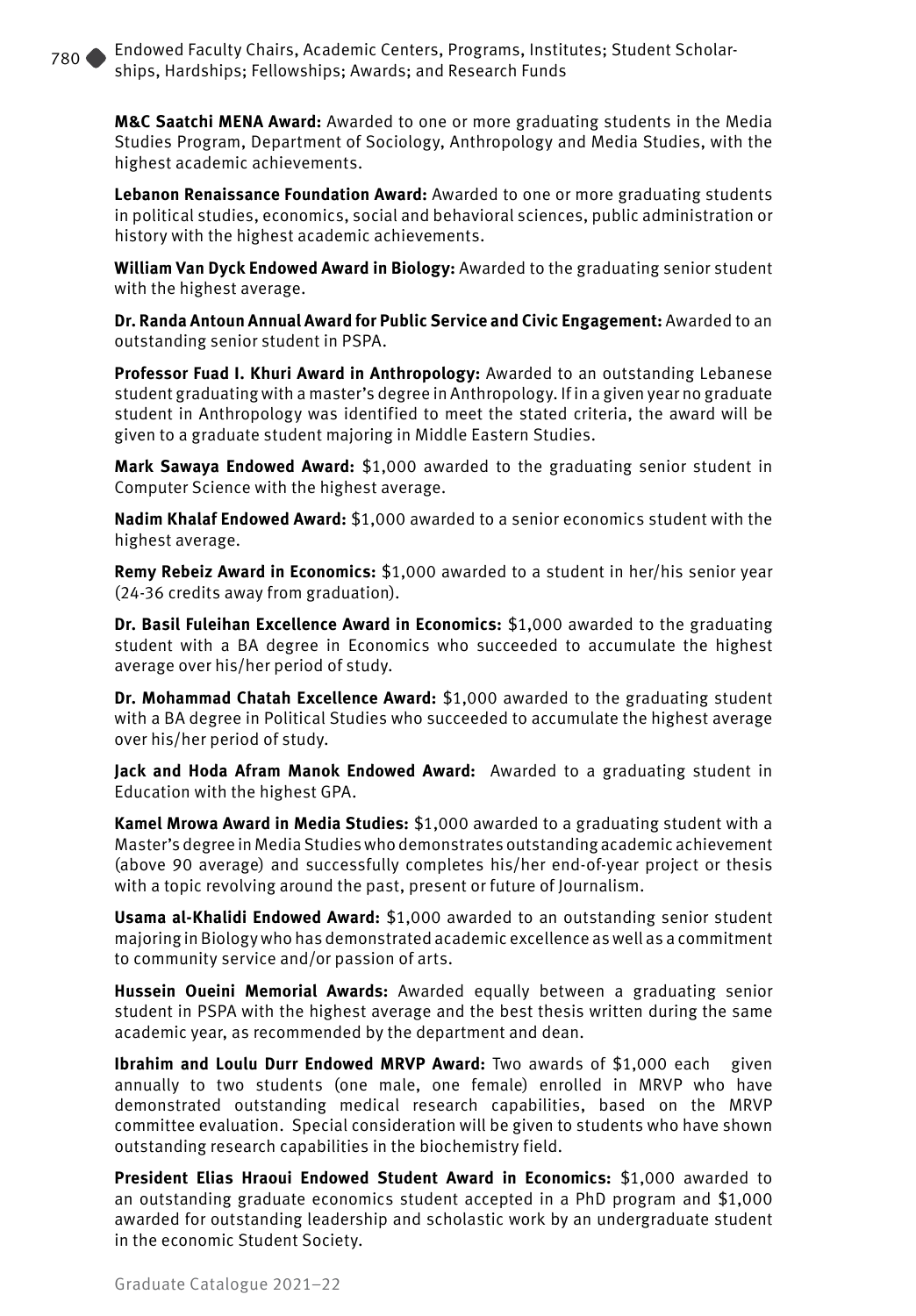**M&C Saatchi MENA Award:** Awarded to one or more graduating students in the Media Studies Program, Department of Sociology, Anthropology and Media Studies, with the highest academic achievements.

**Lebanon Renaissance Foundation Award:** Awarded to one or more graduating students in political studies, economics, social and behavioral sciences, public administration or history with the highest academic achievements.

**William Van Dyck Endowed Award in Biology:** Awarded to the graduating senior student with the highest average.

**Dr. Randa Antoun Annual Award for Public Service and Civic Engagement:** Awarded to an outstanding senior student in PSPA.

**Professor Fuad I. Khuri Award in Anthropology:** Awarded to an outstanding Lebanese student graduating with a master's degree in Anthropology. If in a given year no graduate student in Anthropology was identified to meet the stated criteria, the award will be given to a graduate student majoring in Middle Eastern Studies.

**Mark Sawaya Endowed Award:** $1,000 awarded to the graduating senior student in Computer Science with the highest average.

**Nadim Khalaf Endowed Award:** $1,000 awarded to a senior economics student with the highest average.

**Remy Rebeiz Award in Economics:** $1,000 awarded to a student in her/his senior year (24-36 credits away from graduation).

**Dr. Basil Fuleihan Excellence Award in Economics:** $1,000 awarded to the graduating student with a BA degree in Economics who succeeded to accumulate the highest average over his/her period of study.

**Dr. Mohammad Chatah Excellence Award:** $1,000 awarded to the graduating student with a BA degree in Political Studies who succeeded to accumulate the highest average over his/her period of study.

**Jack and Hoda Afram Manok Endowed Award:** Awarded to a graduating student in Education with the highest GPA.

**Kamel Mrowa Award in Media Studies:** $1,000 awarded to a graduating student with a Master's degree in Media Studies who demonstrates outstanding academic achievement (above 90 average) and successfully completes his/her end-of-year project or thesis with a topic revolving around the past, present or future of Journalism.

**Usama al-Khalidi Endowed Award:** $1,000 awarded to an outstanding senior student majoring in Biology who has demonstrated academic excellence as well as a commitment to community service and/or passion of arts.

**Hussein Oueini Memorial Awards:** Awarded equally between a graduating senior student in PSPA with the highest average and the best thesis written during the same academic year, as recommended by the department and dean.

**Ibrahim and Loulu Durr Endowed MRVP Award:** Two awards of $1,000 each given annually to two students (one male, one female) enrolled in MRVP who have demonstrated outstanding medical research capabilities, based on the MRVP committee evaluation. Special consideration will be given to students who have shown outstanding research capabilities in the biochemistry field.

**President Elias Hraoui Endowed Student Award in Economics:** $1,000 awarded to an outstanding graduate economics student accepted in a PhD program and $1,000 awarded for outstanding leadership and scholastic work by an undergraduate student in the economic Student Society.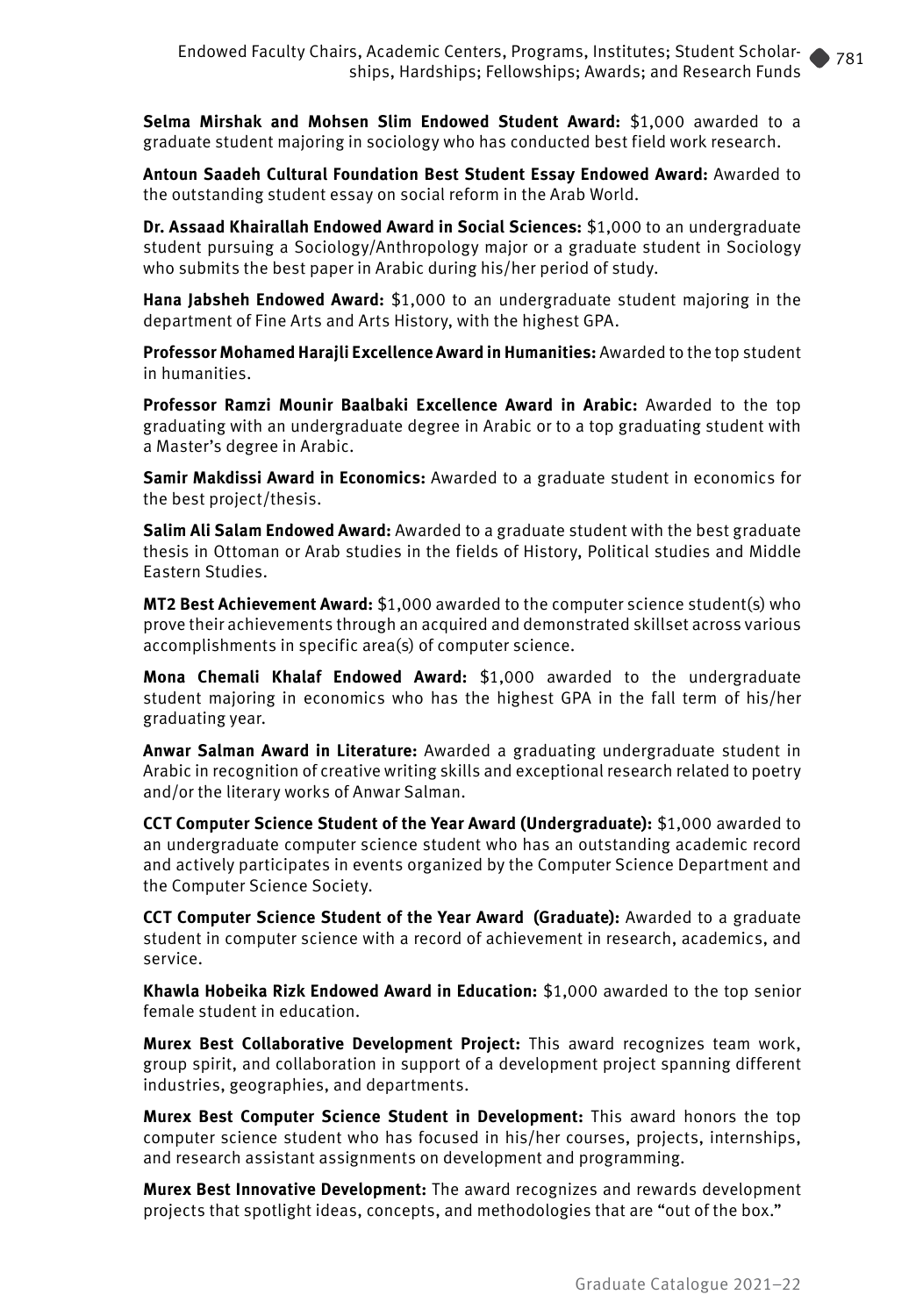**Selma Mirshak and Mohsen Slim Endowed Student Award:** $1,000 awarded to a graduate student majoring in sociology who has conducted best field work research.

**Antoun Saadeh Cultural Foundation Best Student Essay Endowed Award:** Awarded to the outstanding student essay on social reform in the Arab World.

**Dr. Assaad Khairallah Endowed Award in Social Sciences:** $1,000 to an undergraduate student pursuing a Sociology/Anthropology major or a graduate student in Sociology who submits the best paper in Arabic during his/her period of study.

**Hana Jabsheh Endowed Award:** $1,000 to an undergraduate student majoring in the department of Fine Arts and Arts History, with the highest GPA.

**Professor Mohamed Harajli Excellence Award in Humanities:** Awarded to the top student in humanities.

**Professor Ramzi Mounir Baalbaki Excellence Award in Arabic:** Awarded to the top graduating with an undergraduate degree in Arabic or to a top graduating student with a Master's degree in Arabic.

**Samir Makdissi Award in Economics:** Awarded to a graduate student in economics for the best project/thesis.

**Salim Ali Salam Endowed Award:** Awarded to a graduate student with the best graduate thesis in Ottoman or Arab studies in the fields of History, Political studies and Middle Eastern Studies.

**MT2 Best Achievement Award:** $1,000 awarded to the computer science student(s) who prove their achievements through an acquired and demonstrated skillset across various accomplishments in specific area(s) of computer science.

**Mona Chemali Khalaf Endowed Award:** $1,000 awarded to the undergraduate student majoring in economics who has the highest GPA in the fall term of his/her graduating year.

**Anwar Salman Award in Literature:** Awarded a graduating undergraduate student in Arabic in recognition of creative writing skills and exceptional research related to poetry and/or the literary works of Anwar Salman.

**CCT Computer Science Student of the Year Award (Undergraduate):** $1,000 awarded to an undergraduate computer science student who has an outstanding academic record and actively participates in events organized by the Computer Science Department and the Computer Science Society.

**CCT Computer Science Student of the Year Award (Graduate):** Awarded to a graduate student in computer science with a record of achievement in research, academics, and service.

**Khawla Hobeika Rizk Endowed Award in Education:** $1,000 awarded to the top senior female student in education.

**Murex Best Collaborative Development Project:** This award recognizes team work, group spirit, and collaboration in support of a development project spanning different industries, geographies, and departments.

**Murex Best Computer Science Student in Development:** This award honors the top computer science student who has focused in his/her courses, projects, internships, and research assistant assignments on development and programming.

**Murex Best Innovative Development:** The award recognizes and rewards development projects that spotlight ideas, concepts, and methodologies that are "out of the box."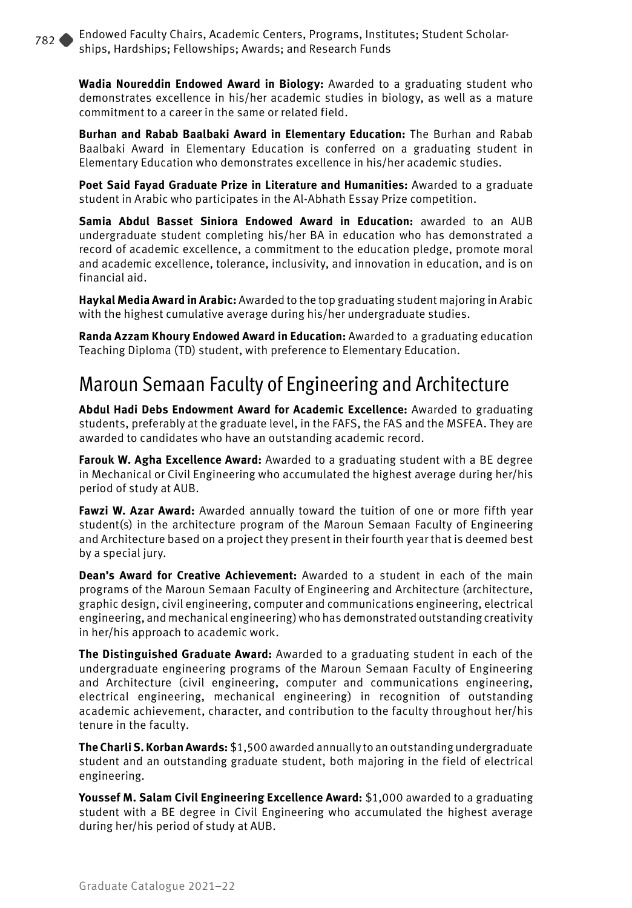**Wadia Noureddin Endowed Award in Biology:** Awarded to a graduating student who demonstrates excellence in his/her academic studies in biology, as well as a mature commitment to a career in the same or related field.

**Burhan and Rabab Baalbaki Award in Elementary Education:** The Burhan and Rabab Baalbaki Award in Elementary Education is conferred on a graduating student in Elementary Education who demonstrates excellence in his/her academic studies.

**Poet Said Fayad Graduate Prize in Literature and Humanities:** Awarded to a graduate student in Arabic who participates in the Al-Abhath Essay Prize competition.

**Samia Abdul Basset Siniora Endowed Award in Education:** awarded to an AUB undergraduate student completing his/her BA in education who has demonstrated a record of academic excellence, a commitment to the education pledge, promote moral and academic excellence, tolerance, inclusivity, and innovation in education, and is on financial aid.

**Haykal Media Award in Arabic:** Awarded to the top graduating student majoring in Arabic with the highest cumulative average during his/her undergraduate studies.

**Randa Azzam Khoury Endowed Award in Education:** Awarded to a graduating education Teaching Diploma (TD) student, with preference to Elementary Education.

## Maroun Semaan Faculty of Engineering and Architecture

**Abdul Hadi Debs Endowment Award for Academic Excellence:** Awarded to graduating students, preferably at the graduate level, in the FAFS, the FAS and the MSFEA. They are awarded to candidates who have an outstanding academic record.

**Farouk W. Agha Excellence Award:** Awarded to a graduating student with a BE degree in Mechanical or Civil Engineering who accumulated the highest average during her/his period of study at AUB.

**Fawzi W. Azar Award:** Awarded annually toward the tuition of one or more fifth year student(s) in the architecture program of the Maroun Semaan Faculty of Engineering and Architecture based on a project they present in their fourth year that is deemed best by a special jury.

**Dean's Award for Creative Achievement:** Awarded to a student in each of the main programs of the Maroun Semaan Faculty of Engineering and Architecture (architecture, graphic design, civil engineering, computer and communications engineering, electrical engineering, and mechanical engineering) who has demonstrated outstanding creativity in her/his approach to academic work.

**The Distinguished Graduate Award:** Awarded to a graduating student in each of the undergraduate engineering programs of the Maroun Semaan Faculty of Engineering and Architecture (civil engineering, computer and communications engineering, electrical engineering, mechanical engineering) in recognition of outstanding academic achievement, character, and contribution to the faculty throughout her/his tenure in the faculty.

**The Charli S. Korban Awards:** $1,500 awarded annually to an outstanding undergraduate student and an outstanding graduate student, both majoring in the field of electrical engineering.

**Youssef M. Salam Civil Engineering Excellence Award:** $1,000 awarded to a graduating student with a BE degree in Civil Engineering who accumulated the highest average during her/his period of study at AUB.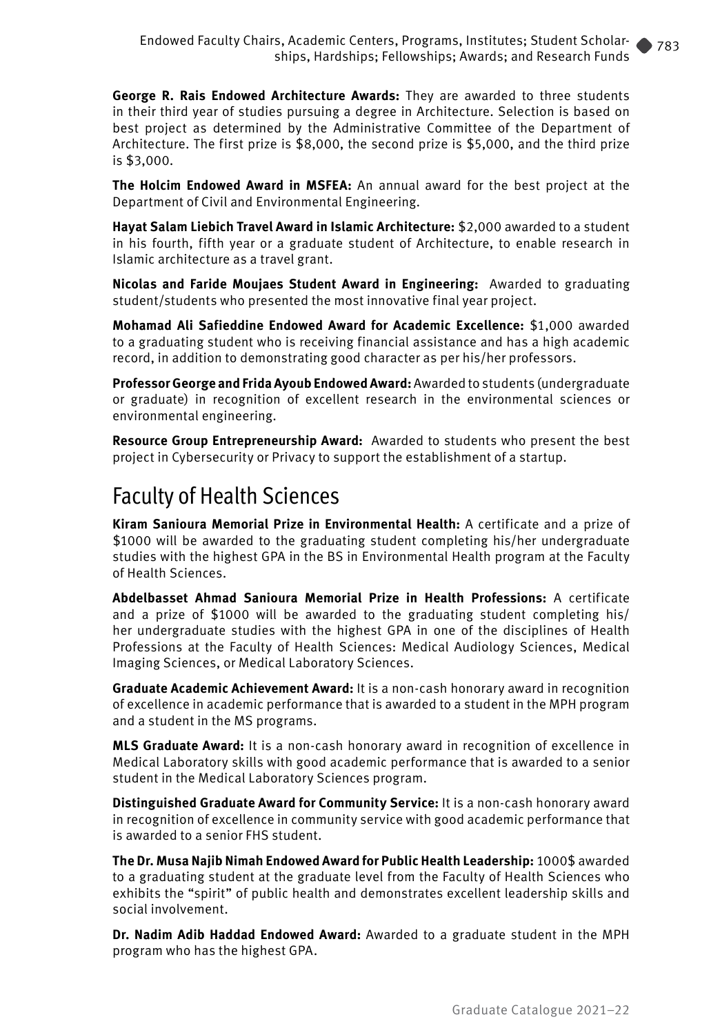**George R. Rais Endowed Architecture Awards:** They are awarded to three students in their third year of studies pursuing a degree in Architecture. Selection is based on best project as determined by the Administrative Committee of the Department of Architecture. The first prize is $8,000, the second prize is $5,000, and the third prize is $3,000.

**The Holcim Endowed Award in MSFEA:** An annual award for the best project at the Department of Civil and Environmental Engineering.

**Hayat Salam Liebich Travel Award in Islamic Architecture:** $2,000 awarded to a student in his fourth, fifth year or a graduate student of Architecture, to enable research in Islamic architecture as a travel grant.

**Nicolas and Faride Moujaes Student Award in Engineering:** Awarded to graduating student/students who presented the most innovative final year project.

**Mohamad Ali Safieddine Endowed Award for Academic Excellence:** $1,000 awarded to a graduating student who is receiving financial assistance and has a high academic record, in addition to demonstrating good character as per his/her professors.

**Professor George and Frida Ayoub Endowed Award:** Awarded to students (undergraduate or graduate) in recognition of excellent research in the environmental sciences or environmental engineering.

**Resource Group Entrepreneurship Award:** Awarded to students who present the best project in Cybersecurity or Privacy to support the establishment of a startup.

## Faculty of Health Sciences

**Kiram Sanioura Memorial Prize in Environmental Health:** A certificate and a prize of $1000 will be awarded to the graduating student completing his/her undergraduate studies with the highest GPA in the BS in Environmental Health program at the Faculty of Health Sciences.

**Abdelbasset Ahmad Sanioura Memorial Prize in Health Professions:** A certificate and a prize of $1000 will be awarded to the graduating student completing his/her undergraduate studies with the highest GPA in one of the disciplines of Health Professions at the Faculty of Health Sciences: Medical Audiology Sciences, Medical Imaging Sciences, or Medical Laboratory Sciences.

**Graduate Academic Achievement Award:** It is a non-cash honorary award in recognition of excellence in academic performance that is awarded to a student in the MPH program and a student in the MS programs.

**MLS Graduate Award:** It is a non-cash honorary award in recognition of excellence in Medical Laboratory skills with good academic performance that is awarded to a senior student in the Medical Laboratory Sciences program.

**Distinguished Graduate Award for Community Service:** It is a non-cash honorary award in recognition of excellence in community service with good academic performance that is awarded to a senior FHS student.

**The Dr. Musa Najib Nimah Endowed Award for Public Health Leadership:** 1000$ awarded to a graduating student at the graduate level from the Faculty of Health Sciences who exhibits the “spirit” of public health and demonstrates excellent leadership skills and social involvement.

**Dr. Nadim Adib Haddad Endowed Award:** Awarded to a graduate student in the MPH program who has the highest GPA.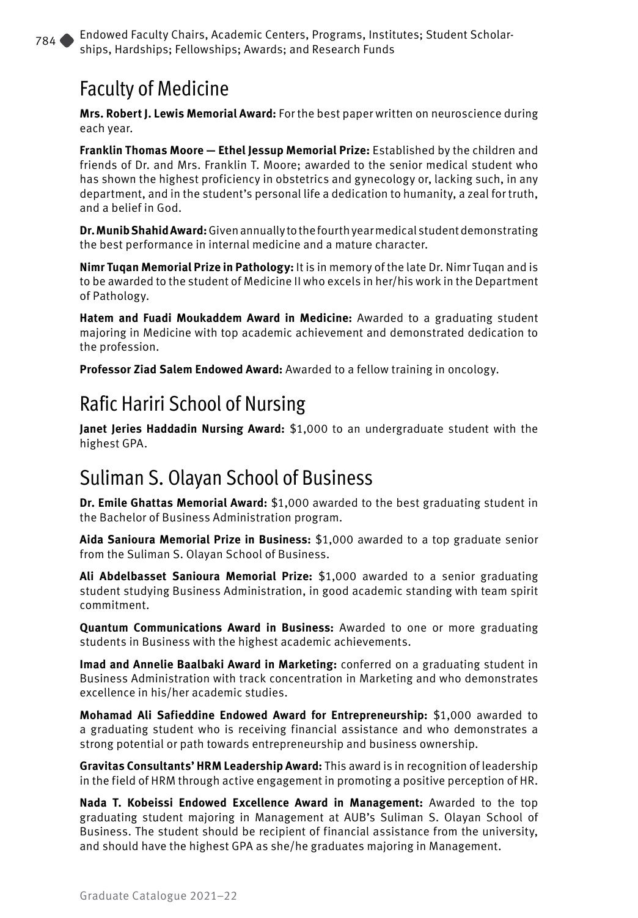## Faculty of Medicine

**Mrs. Robert J. Lewis Memorial Award:** For the best paper written on neuroscience during each year.

**Franklin Thomas Moore — Ethel Jessup Memorial Prize:** Established by the children and friends of Dr. and Mrs. Franklin T. Moore; awarded to the senior medical student who has shown the highest proficiency in obstetrics and gynecology or, lacking such, in any department, and in the student's personal life a dedication to humanity, a zeal for truth, and a belief in God.

**Dr. Munib Shahid Award:** Given annually to the fourth year medical student demonstrating the best performance in internal medicine and a mature character.

**Nimr Tuqan Memorial Prize in Pathology:** It is in memory of the late Dr. Nimr Tuqan and is to be awarded to the student of Medicine II who excels in her/his work in the Department of Pathology.

**Hatem and Fuadi Moukaddem Award in Medicine:** Awarded to a graduating student majoring in Medicine with top academic achievement and demonstrated dedication to the profession.

**Professor Ziad Salem Endowed Award:** Awarded to a fellow training in oncology.

## Rafic Hariri School of Nursing

**Janet Jeries Haddadin Nursing Award:** $1,000 to an undergraduate student with the highest GPA.

## Suliman S. Olayan School of Business

**Dr. Emile Ghattas Memorial Award:** $1,000 awarded to the best graduating student in the Bachelor of Business Administration program.

**Aida Sanioura Memorial Prize in Business:** $1,000 awarded to a top graduate senior from the Suliman S. Olayan School of Business.

**Ali Abdelbasset Sanioura Memorial Prize:** $1,000 awarded to a senior graduating student studying Business Administration, in good academic standing with team spirit commitment.

**Quantum Communications Award in Business:** Awarded to one or more graduating students in Business with the highest academic achievements.

**Imad and Annelie Baalbaki Award in Marketing:** conferred on a graduating student in Business Administration with track concentration in Marketing and who demonstrates excellence in his/her academic studies.

**Mohamad Ali Safieddine Endowed Award for Entrepreneurship:** $1,000 awarded to a graduating student who is receiving financial assistance and who demonstrates a strong potential or path towards entrepreneurship and business ownership.

**Gravitas Consultants' HRM Leadership Award:** This award is in recognition of leadership in the field of HRM through active engagement in promoting a positive perception of HR.

**Nada T. Kobeissi Endowed Excellence Award in Management:** Awarded to the top graduating student majoring in Management at AUB's Suliman S. Olayan School of Business. The student should be recipient of financial assistance from the university, and should have the highest GPA as she/he graduates majoring in Management.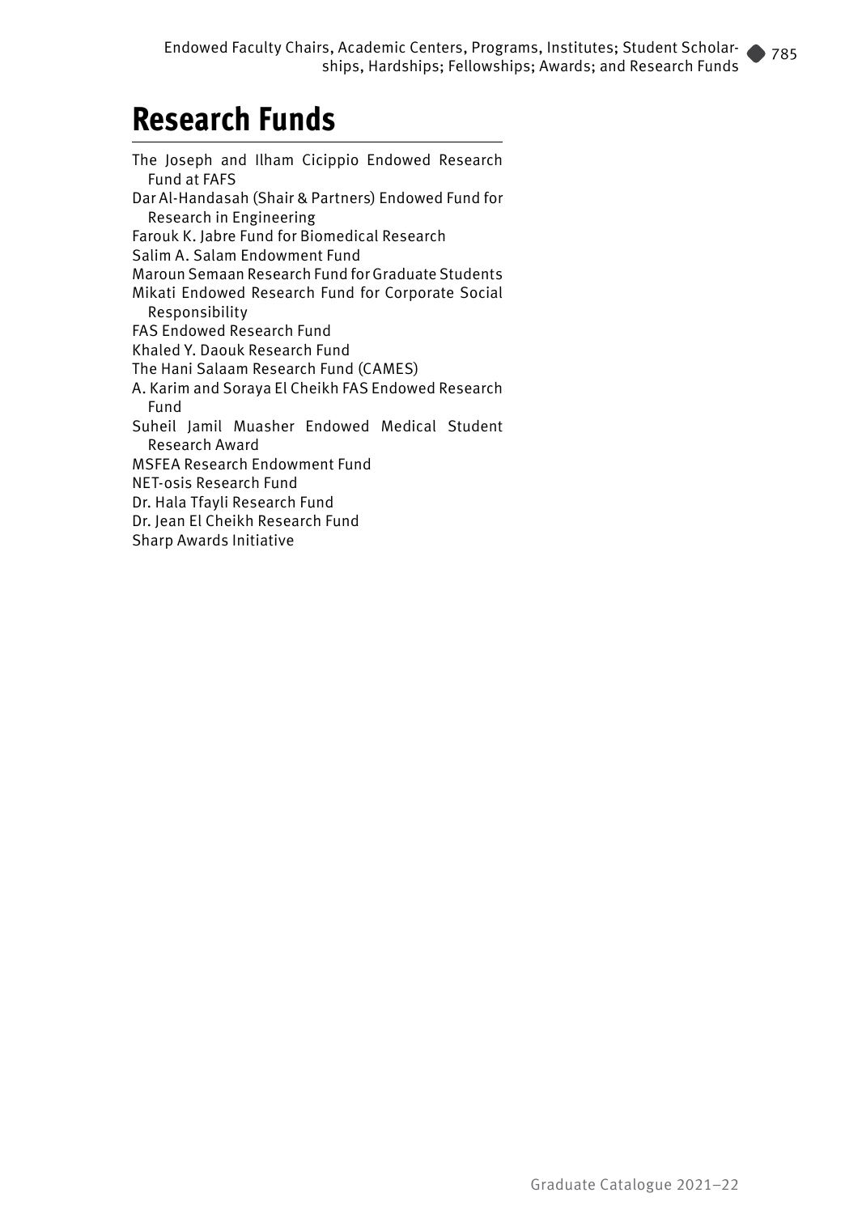# Research Funds

The Joseph and Ilham Cicippio Endowed Research Fund at FAFS
Dar Al-Handasah (Shair & Partners) Endowed Fund for Research in Engineering
Farouk K. Jabre Fund for Biomedical Research
Salim A. Salam Endowment Fund
Maroun Semaan Research Fund for Graduate Students
Mikati Endowed Research Fund for Corporate Social Responsibility
FAS Endowed Research Fund
Khaled Y. Daouk Research Fund
The Hani Salaam Research Fund (CAMES)
A. Karim and Soraya El Cheikh FAS Endowed Research Fund
Suheil Jamil Muasher Endowed Medical Student Research Award
MSFEA Research Endowment Fund
NET-osis Research Fund
Dr. Hala Tfayli Research Fund
Dr. Jean El Cheikh Research Fund
Sharp Awards Initiative